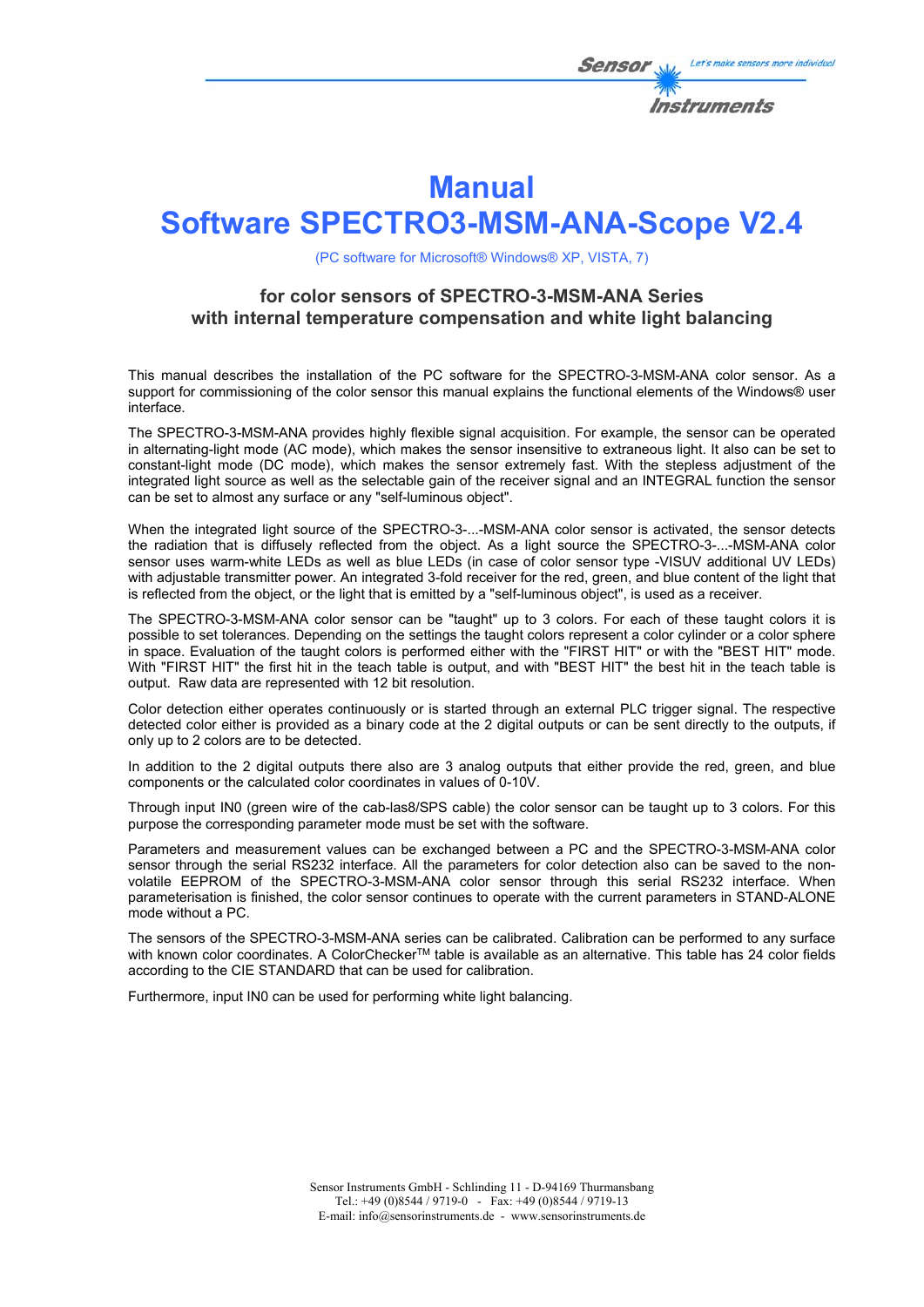# Manual

# Software SPECTRO3-MSM-ANA-Scope V2.4

(PC software for Microsoft® Windows® XP, VISTA, 7)

### for color sensors of SPECTRO-3-MSM-ANA Series with internal temperature compensation and white light balancing

This manual describes the installation of the PC software for the SPECTRO-3-MSM-ANA color sensor. As a support for commissioning of the color sensor this manual explains the functional elements of the Windows® user interface.

The SPECTRO-3-MSM-ANA provides highly flexible signal acquisition. For example, the sensor can be operated in alternating-light mode (AC mode), which makes the sensor insensitive to extraneous light. It also can be set to constant-light mode (DC mode), which makes the sensor extremely fast. With the stepless adjustment of the integrated light source as well as the selectable gain of the receiver signal and an INTEGRAL function the sensor can be set to almost any surface or any "self-luminous object".

When the integrated light source of the SPECTRO-3-...-MSM-ANA color sensor is activated, the sensor detects the radiation that is diffusely reflected from the object. As a light source the SPECTRO-3-...-MSM-ANA color sensor uses warm-white LEDs as well as blue LEDs (in case of color sensor type -VISUV additional UV LEDs) with adjustable transmitter power. An integrated 3-fold receiver for the red, green, and blue content of the light that is reflected from the object, or the light that is emitted by a "self-luminous object", is used as a receiver.

The SPECTRO-3-MSM-ANA color sensor can be "taught" up to 3 colors. For each of these taught colors it is possible to set tolerances. Depending on the settings the taught colors represent a color cylinder or a color sphere in space. Evaluation of the taught colors is performed either with the "FIRST HIT" or with the "BEST HIT" mode. With "FIRST HIT" the first hit in the teach table is output, and with "BEST HIT" the best hit in the teach table is output. Raw data are represented with 12 bit resolution.

Color detection either operates continuously or is started through an external PLC trigger signal. The respective detected color either is provided as a binary code at the 2 digital outputs or can be sent directly to the outputs, if only up to 2 colors are to be detected.

In addition to the 2 digital outputs there also are 3 analog outputs that either provide the red, green, and blue components or the calculated color coordinates in values of 0-10V.

Through input IN0 (green wire of the cab-las8/SPS cable) the color sensor can be taught up to 3 colors. For this purpose the corresponding parameter mode must be set with the software.

Parameters and measurement values can be exchanged between a PC and the SPECTRO-3-MSM-ANA color sensor through the serial RS232 interface. All the parameters for color detection also can be saved to the non-volatile EEPROM of the SPECTRO-3-MSM-ANA color sensor through this serial RS232 interface. When parameterisation is finished, the color sensor continues to operate with the current parameters in STAND-ALONE mode without a PC.

The sensors of the SPECTRO-3-MSM-ANA series can be calibrated. Calibration can be performed to any surface with known color coordinates. A ColorChecker[TM] table is available as an alternative. This table has 24 color fields according to the CIE STANDARD that can be used for calibration.

Furthermore, input IN0 can be used for performing white light balancing.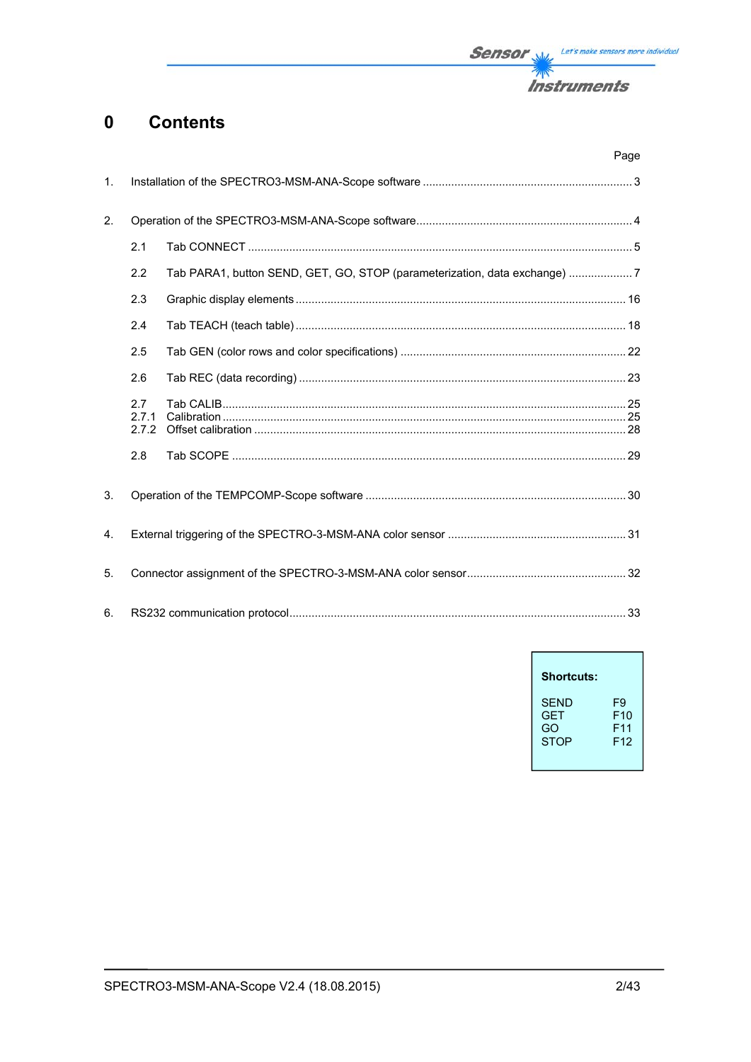# 0 Contents

| | | Page |
|---|---|---|
| 1. | Installation of the SPECTRO3-MSM-ANA-Scope software | 3 |
| 2. | Operation of the SPECTRO3-MSM-ANA-Scope software | 4 |
| 2.1 | Tab CONNECT | 5 |
| 2.2 | Tab PARA1, button SEND, GET, GO, STOP (parameterization, data exchange) | 7 |
| 2.3 | Graphic display elements | 16 |
| 2.4 | Tab TEACH (teach table) | 18 |
| 2.5 | Tab GEN (color rows and color specifications) | 22 |
| 2.6 | Tab REC (data recording) | 23 |
| 2.7 | Tab CALIB | 25 |
| 2.7.1 | Calibration | 25 |
| 2.7.2 | Offset calibration | 28 |
| 2.8 | Tab SCOPE | 29 |
| 3. | Operation of the TEMPCOMP-Scope software | 30 |
| 4. | External triggering of the SPECTRO-3-MSM-ANA color sensor | 31 |
| 5. | Connector assignment of the SPECTRO-3-MSM-ANA color sensor | 32 |
| 6. | RS232 communication protocol | 33 |

**Shortcuts:**

| | |
|---|---|
| SEND | F9 |
| GET | F10 |
| GO | F11 |
| STOP | F12 |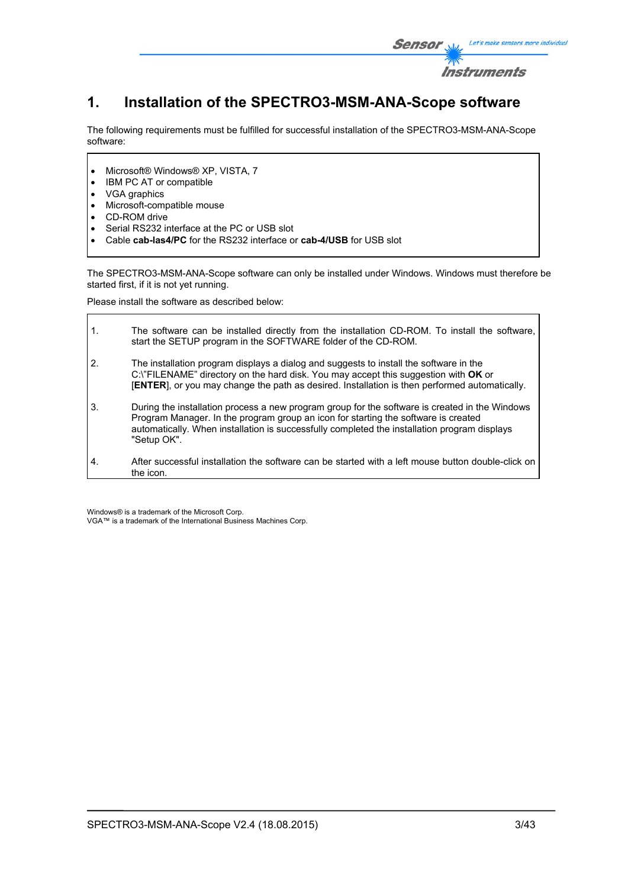# 1. Installation of the SPECTRO3-MSM-ANA-Scope software

The following requirements must be fulfilled for successful installation of the SPECTRO3-MSM-ANA-Scope software:

- Microsoft® Windows® XP, VISTA, 7
- IBM PC AT or compatible
- VGA graphics
- Microsoft-compatible mouse
- CD-ROM drive
- Serial RS232 interface at the PC or USB slot
- Cable **cab-las4/PC** for the RS232 interface or **cab-4/USB** for USB slot

The SPECTRO3-MSM-ANA-Scope software can only be installed under Windows. Windows must therefore be started first, if it is not yet running.

Please install the software as described below:

1. The software can be installed directly from the installation CD-ROM. To install the software, start the SETUP program in the SOFTWARE folder of the CD-ROM.
2. The installation program displays a dialog and suggests to install the software in the C:\"FILENAME" directory on the hard disk. You may accept this suggestion with **OK** or [**ENTER**], or you may change the path as desired. Installation is then performed automatically.
3. During the installation process a new program group for the software is created in the Windows Program Manager. In the program group an icon for starting the software is created automatically. When installation is successfully completed the installation program displays "Setup OK".
4. After successful installation the software can be started with a left mouse button double-click on the icon.

Windows® is a trademark of the Microsoft Corp.
VGA™ is a trademark of the International Business Machines Corp.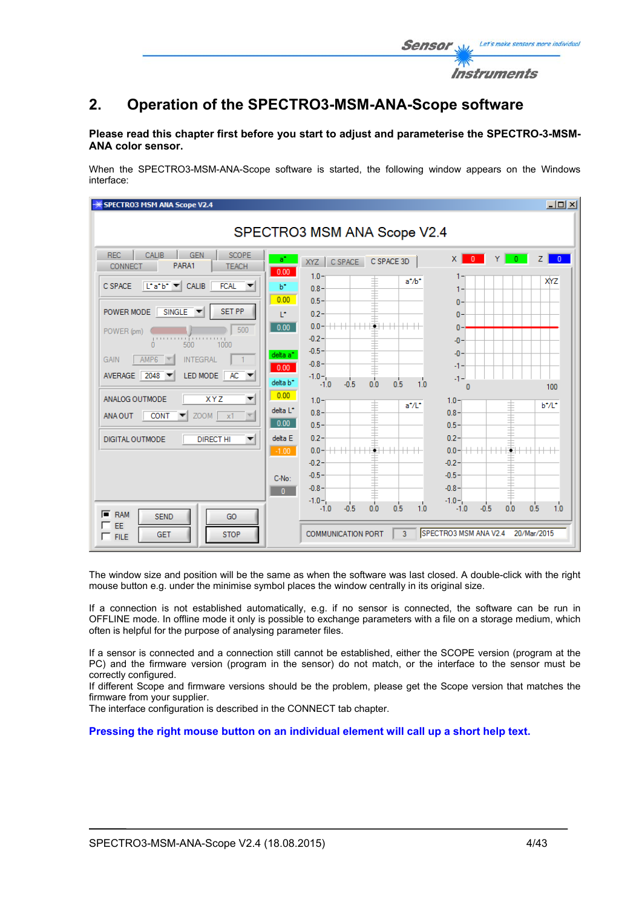## 2. Operation of the SPECTRO3-MSM-ANA-Scope software

**Please read this chapter first before you start to adjust and parameterise the SPECTRO-3-MSM-ANA color sensor.**

When the SPECTRO3-MSM-ANA-Scope software is started, the following window appears on the Windows interface:

The window size and position will be the same as when the software was last closed. A double-click with the right mouse button e.g. under the minimise symbol places the window centrally in its original size.

If a connection is not established automatically, e.g. if no sensor is connected, the software can be run in OFFLINE mode. In offline mode it only is possible to exchange parameters with a file on a storage medium, which often is helpful for the purpose of analysing parameter files.

If a sensor is connected and a connection still cannot be established, either the SCOPE version (program at the PC) and the firmware version (program in the sensor) do not match, or the interface to the sensor must be correctly configured.
If different Scope and firmware versions should be the problem, please get the Scope version that matches the firmware from your supplier.
The interface configuration is described in the CONNECT tab chapter.

**Pressing the right mouse button on an individual element will call up a short help text.**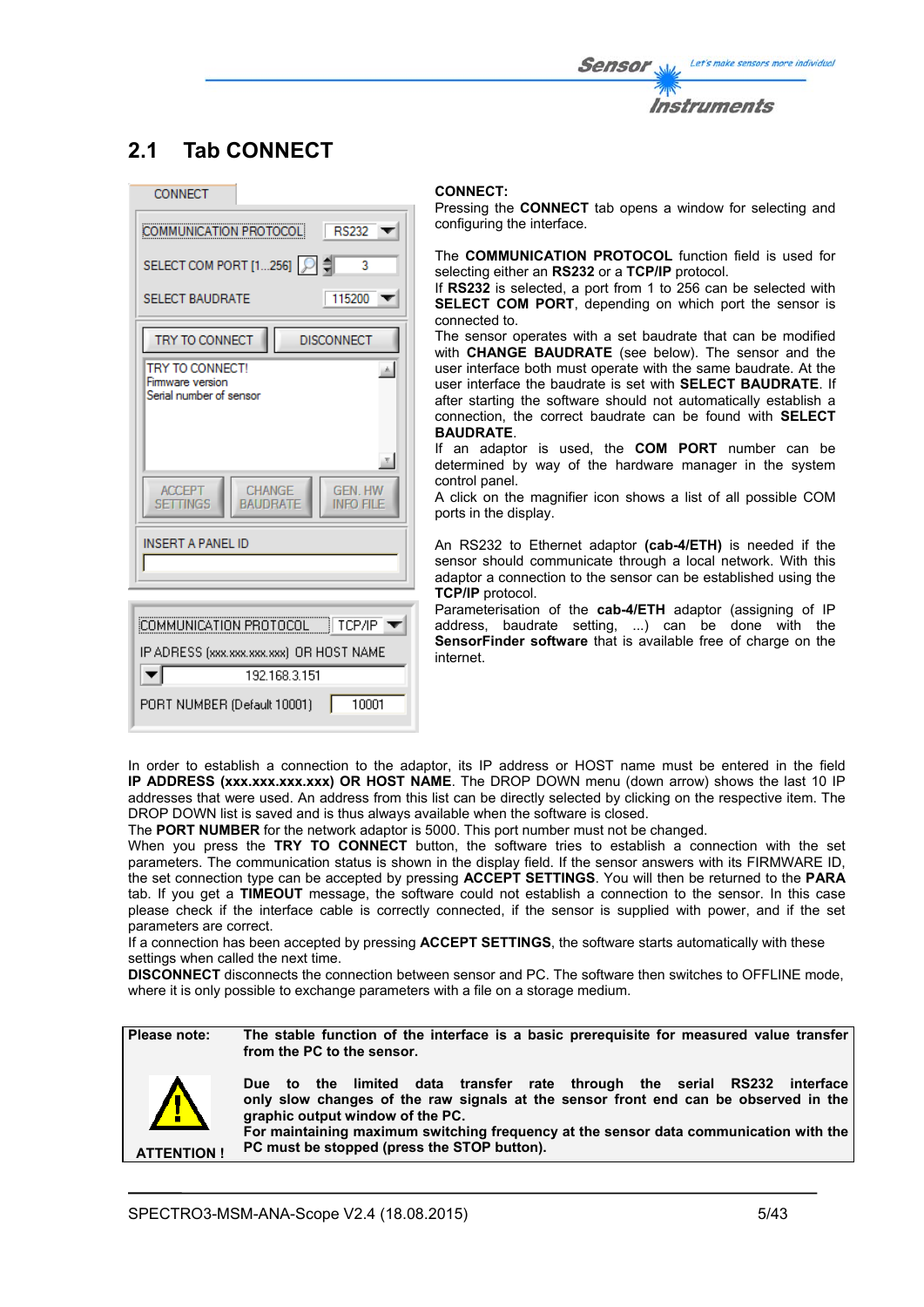## 2.1 Tab CONNECT

**CONNECT:**
Pressing the **CONNECT** tab opens a window for selecting and configuring the interface.

The **COMMUNICATION PROTOCOL** function field is used for selecting either an **RS232** or a **TCP/IP** protocol.
If **RS232** is selected, a port from 1 to 256 can be selected with **SELECT COM PORT**, depending on which port the sensor is connected to.
The sensor operates with a set baudrate that can be modified with **CHANGE BAUDRATE** (see below). The sensor and the user interface both must operate with the same baudrate. At the user interface the baudrate is set with **SELECT BAUDRATE**. If after starting the software should not automatically establish a connection, the correct baudrate can be found with **SELECT BAUDRATE**.
If an adaptor is used, the **COM PORT** number can be determined by way of the hardware manager in the system control panel.
A click on the magnifier icon shows a list of all possible COM ports in the display.

An RS232 to Ethernet adaptor **(cab-4/ETH)** is needed if the sensor should communicate through a local network. With this adaptor a connection to the sensor can be established using the **TCP/IP** protocol.
Parameterisation of the **cab-4/ETH** adaptor (assigning of IP address, baudrate setting, ...) can be done with the **SensorFinder software** that is available free of charge on the internet.

In order to establish a connection to the adaptor, its IP address or HOST name must be entered in the field **IP ADDRESS (xxx.xxx.xxx.xxx) OR HOST NAME**. The DROP DOWN menu (down arrow) shows the last 10 IP addresses that were used. An address from this list can be directly selected by clicking on the respective item. The DROP DOWN list is saved and is thus always available when the software is closed.
The **PORT NUMBER** for the network adaptor is 5000. This port number must not be changed.
When you press the **TRY TO CONNECT** button, the software tries to establish a connection with the set parameters. The communication status is shown in the display field. If the sensor answers with its FIRMWARE ID, the set connection type can be accepted by pressing **ACCEPT SETTINGS**. You will then be returned to the **PARA** tab. If you get a **TIMEOUT** message, the software could not establish a connection to the sensor. In this case please check if the interface cable is correctly connected, if the sensor is supplied with power, and if the set parameters are correct.
If a connection has been accepted by pressing **ACCEPT SETTINGS**, the software starts automatically with these settings when called the next time.
**DISCONNECT** disconnects the connection between sensor and PC. The software then switches to OFFLINE mode, where it is only possible to exchange parameters with a file on a storage medium.

| Please note: | **The stable function of the interface is a basic prerequisite for measured value transfer from the PC to the sensor.** |
|---|---|
| **ATTENTION !** | **Due to the limited data transfer rate through the serial RS232 interface only slow changes of the raw signals at the sensor front end can be observed in the graphic output window of the PC.** **For maintaining maximum switching frequency at the sensor data communication with the PC must be stopped (press the STOP button).** |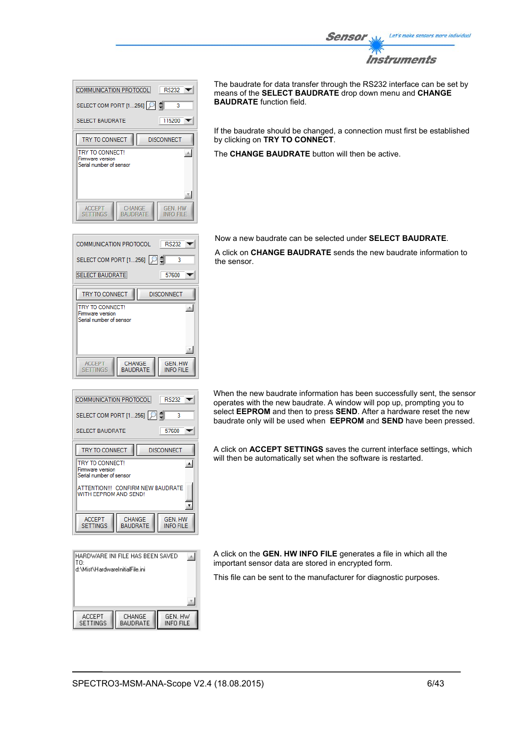The baudrate for data transfer through the RS232 interface can be set by means of the **SELECT BAUDRATE** drop down menu and **CHANGE BAUDRATE** function field.

If the baudrate should be changed, a connection must first be established by clicking on **TRY TO CONNECT**.

The **CHANGE BAUDRATE** button will then be active.

Now a new baudrate can be selected under **SELECT BAUDRATE**.

A click on **CHANGE BAUDRATE** sends the new baudrate information to the sensor.

When the new baudrate information has been successfully sent, the sensor operates with the new baudrate. A window will pop up, prompting you to select **EEPROM** and then to press **SEND**. After a hardware reset the new baudrate only will be used when **EEPROM** and **SEND** have been pressed.

A click on **ACCEPT SETTINGS** saves the current interface settings, which will then be automatically set when the software is restarted.

A click on the **GEN. HW INFO FILE** generates a file in which all the important sensor data are stored in encrypted form.

This file can be sent to the manufacturer for diagnostic purposes.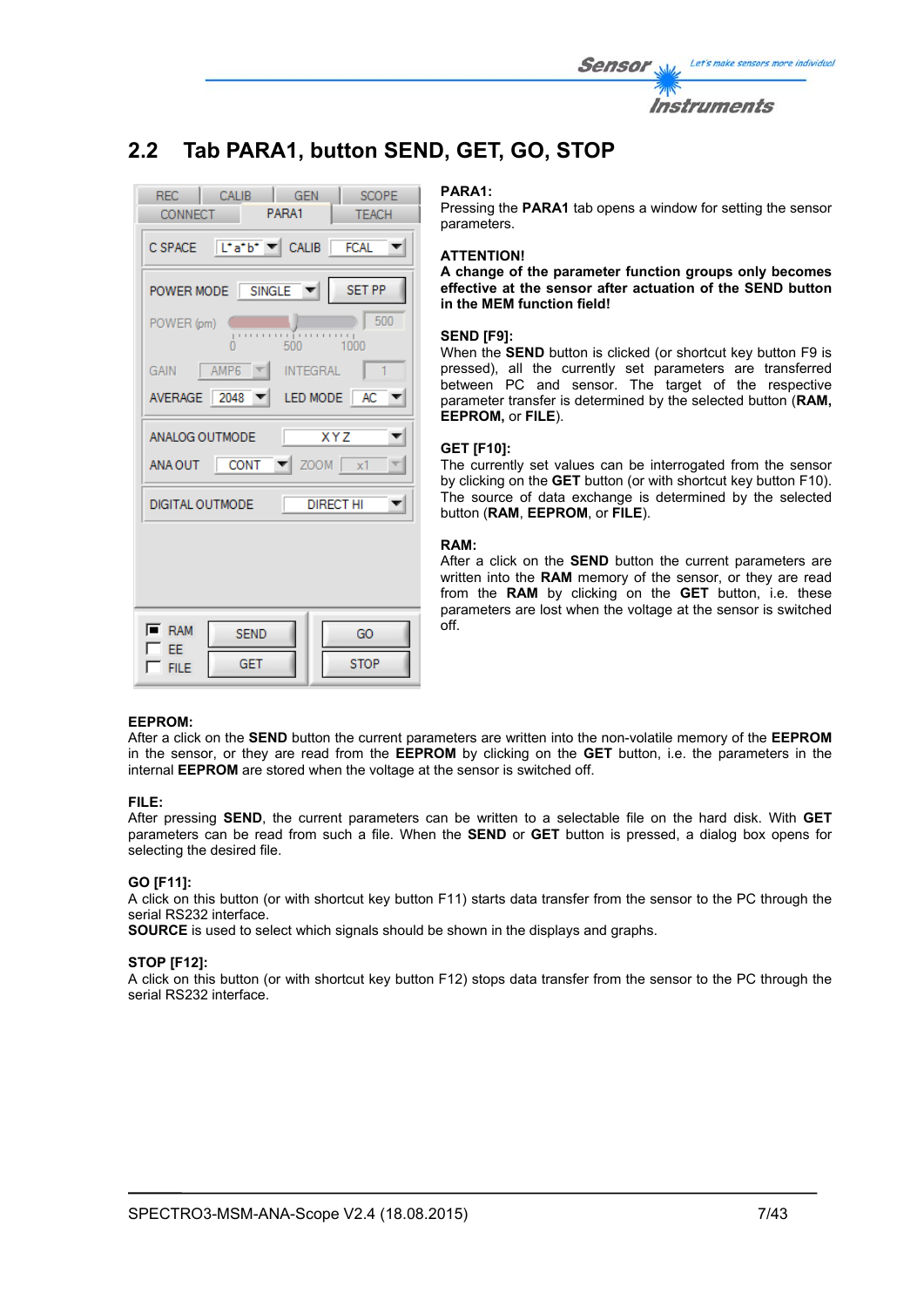## 2.2 Tab PARA1, button SEND, GET, GO, STOP

**PARA1:**
Pressing the **PARA1** tab opens a window for setting the sensor parameters.

**ATTENTION!**
**A change of the parameter function groups only becomes effective at the sensor after actuation of the SEND button in the MEM function field!**

**SEND [F9]:**
When the **SEND** button is clicked (or shortcut key button F9 is pressed), all the currently set parameters are transferred between PC and sensor. The target of the respective parameter transfer is determined by the selected button (**RAM, EEPROM,** or **FILE**).

**GET [F10]:**
The currently set values can be interrogated from the sensor by clicking on the **GET** button (or with shortcut key button F10). The source of data exchange is determined by the selected button (**RAM**, **EEPROM**, or **FILE**).

**RAM:**
After a click on the **SEND** button the current parameters are written into the **RAM** memory of the sensor, or they are read from the **RAM** by clicking on the **GET** button, i.e. these parameters are lost when the voltage at the sensor is switched off.

**EEPROM:**
After a click on the **SEND** button the current parameters are written into the non-volatile memory of the **EEPROM** in the sensor, or they are read from the **EEPROM** by clicking on the **GET** button, i.e. the parameters in the internal **EEPROM** are stored when the voltage at the sensor is switched off.

**FILE:**
After pressing **SEND**, the current parameters can be written to a selectable file on the hard disk. With **GET** parameters can be read from such a file. When the **SEND** or **GET** button is pressed, a dialog box opens for selecting the desired file.

**GO [F11]:**
A click on this button (or with shortcut key button F11) starts data transfer from the sensor to the PC through the serial RS232 interface.
**SOURCE** is used to select which signals should be shown in the displays and graphs.

**STOP [F12]:**
A click on this button (or with shortcut key button F12) stops data transfer from the sensor to the PC through the serial RS232 interface.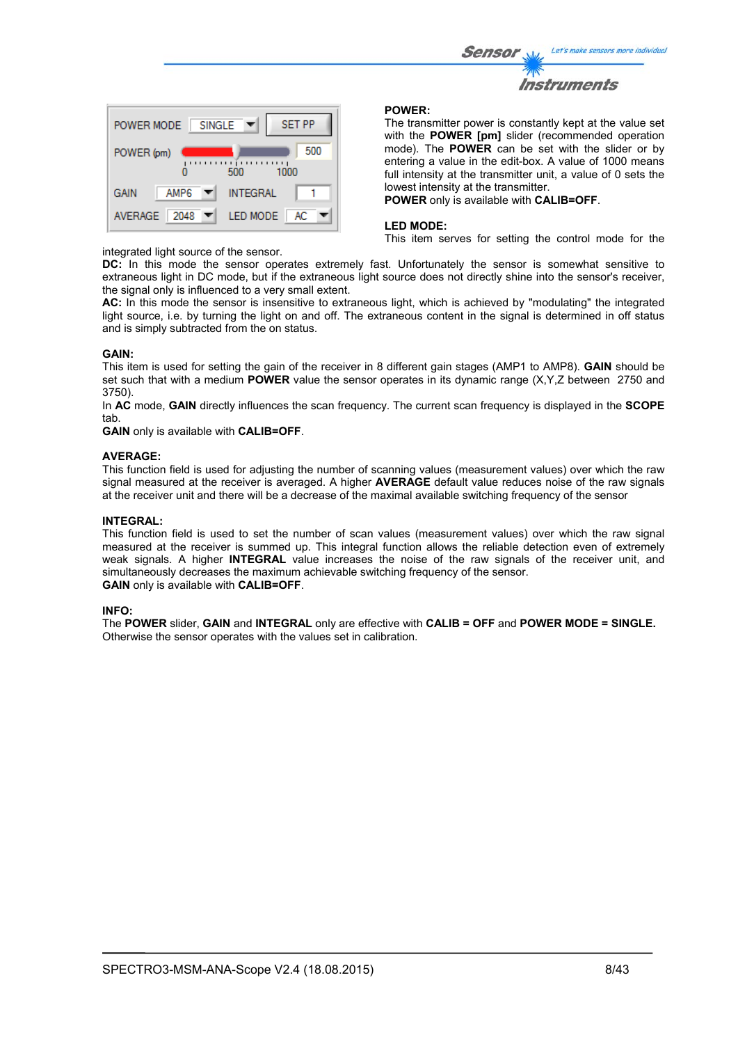**POWER:**
The transmitter power is constantly kept at the value set with the **POWER [pm]** slider (recommended operation mode). The **POWER** can be set with the slider or by entering a value in the edit-box. A value of 1000 means full intensity at the transmitter unit, a value of 0 sets the lowest intensity at the transmitter.
**POWER** only is available with **CALIB=OFF**.

**LED MODE:**
This item serves for setting the control mode for the integrated light source of the sensor.
**DC:** In this mode the sensor operates extremely fast. Unfortunately the sensor is somewhat sensitive to extraneous light in DC mode, but if the extraneous light source does not directly shine into the sensor's receiver, the signal only is influenced to a very small extent.
**AC:** In this mode the sensor is insensitive to extraneous light, which is achieved by "modulating" the integrated light source, i.e. by turning the light on and off. The extraneous content in the signal is determined in off status and is simply subtracted from the on status.

**GAIN:**
This item is used for setting the gain of the receiver in 8 different gain stages (AMP1 to AMP8). **GAIN** should be set such that with a medium **POWER** value the sensor operates in its dynamic range (X,Y,Z between 2750 and 3750).
In **AC** mode, **GAIN** directly influences the scan frequency. The current scan frequency is displayed in the **SCOPE** tab.
**GAIN** only is available with **CALIB=OFF**.

**AVERAGE:**
This function field is used for adjusting the number of scanning values (measurement values) over which the raw signal measured at the receiver is averaged. A higher **AVERAGE** default value reduces noise of the raw signals at the receiver unit and there will be a decrease of the maximal available switching frequency of the sensor

**INTEGRAL:**
This function field is used to set the number of scan values (measurement values) over which the raw signal measured at the receiver is summed up. This integral function allows the reliable detection even of extremely weak signals. A higher **INTEGRAL** value increases the noise of the raw signals of the receiver unit, and simultaneously decreases the maximum achievable switching frequency of the sensor.
**GAIN** only is available with **CALIB=OFF**.

**INFO:**
The **POWER** slider, **GAIN** and **INTEGRAL** only are effective with **CALIB = OFF** and **POWER MODE = SINGLE.**
Otherwise the sensor operates with the values set in calibration.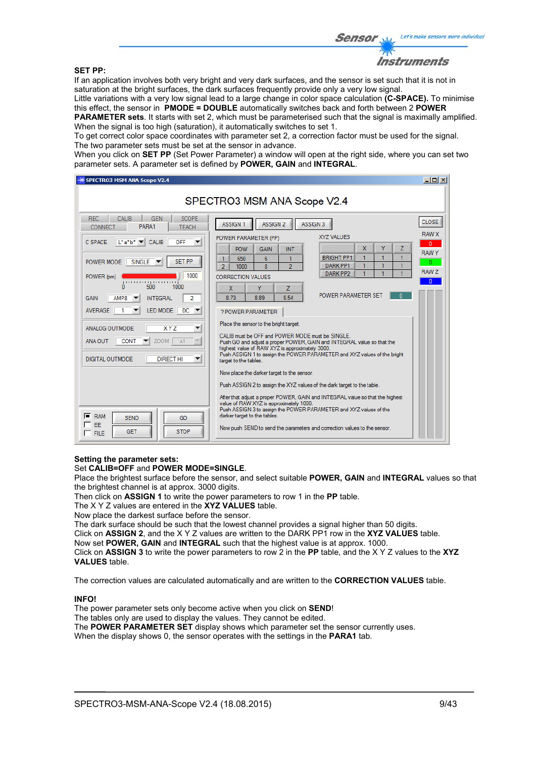**SET PP:**

If an application involves both very bright and very dark surfaces, and the sensor is set such that it is not in saturation at the bright surfaces, the dark surfaces frequently provide only a very low signal.
Little variations with a very low signal lead to a large change in color space calculation **(C-SPACE).** To minimise this effect, the sensor in **PMODE = DOUBLE** automatically switches back and forth between 2 **POWER PARAMETER sets**. It starts with set 2, which must be parameterised such that the signal is maximally amplified. When the signal is too high (saturation), it automatically switches to set 1.
To get correct color space coordinates with parameter set 2, a correction factor must be used for the signal.
The two parameter sets must be set at the sensor in advance.
When you click on **SET PP** (Set Power Parameter) a window will open at the right side, where you can set two parameter sets. A parameter set is defined by **POWER, GAIN** and **INTEGRAL**.

**Setting the parameter sets:**
Set **CALIB=OFF** and **POWER MODE=SINGLE**.
Place the brightest surface before the sensor, and select suitable **POWER, GAIN** and **INTEGRAL** values so that the brightest channel is at approx. 3000 digits.
Then click on **ASSIGN 1** to write the power parameters to row 1 in the **PP** table.
The X Y Z values are entered in the **XYZ VALUES** table.
Now place the darkest surface before the sensor.
The dark surface should be such that the lowest channel provides a signal higher than 50 digits.
Click on **ASSIGN 2**, and the X Y Z values are written to the DARK PP1 row in the **XYZ VALUES** table.
Now set **POWER, GAIN** and **INTEGRAL** such that the highest value is at approx. 1000.
Click on **ASSIGN 3** to write the power parameters to row 2 in the **PP** table, and the X Y Z values to the **XYZ VALUES** table.

The correction values are calculated automatically and are written to the **CORRECTION VALUES** table.

**INFO!**
The power parameter sets only become active when you click on **SEND**!
The tables only are used to display the values. They cannot be edited.
The **POWER PARAMETER SET** display shows which parameter set the sensor currently uses.
When the display shows 0, the sensor operates with the settings in the **PARA1** tab.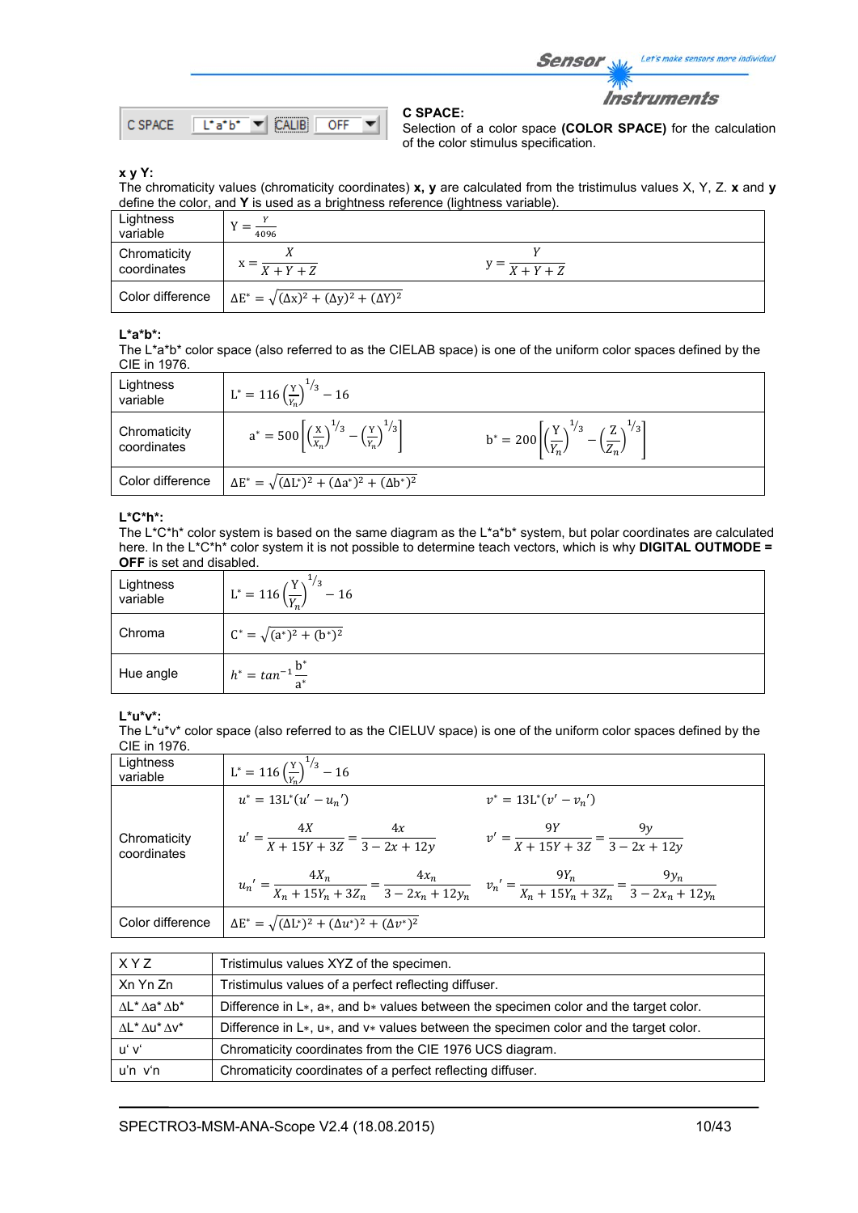C SPACE | L*a*b* | CALIB | OFF

**C SPACE:**
Selection of a color space **(COLOR SPACE)** for the calculation of the color stimulus specification.

**x y Y:**
The chromaticity values (chromaticity coordinates) **x, y** are calculated from the tristimulus values X, Y, Z. **x** and **y** define the color, and **Y** is used as a brightness reference (lightness variable).

| | | |
|---|---|---|
| Lightness variable | $Y = \frac{Y}{4096}$ | |
| Chromaticity coordinates | $x = \frac{X}{X+Y+Z}$ | $y = \frac{Y}{X+Y+Z}$ |
| Color difference | $\Delta E^* = \sqrt{(\Delta x)^2 + (\Delta y)^2 + (\Delta Y)^2}$ | |

**L*a*b*:**
The L*a*b* color space (also referred to as the CIELAB space) is one of the uniform color spaces defined by the CIE in 1976.

| | | |
|---|---|---|
| Lightness variable | $L^* = 116\left(\frac{Y}{Y_n}\right)^{1/3} - 16$ | |
| Chromaticity coordinates | $a^* = 500\left[\left(\frac{X}{X_n}\right)^{1/3} - \left(\frac{Y}{Y_n}\right)^{1/3}\right]$ | $b^* = 200\left[\left(\frac{Y}{Y_n}\right)^{1/3} - \left(\frac{Z}{Z_n}\right)^{1/3}\right]$ |
| Color difference | $\Delta E^* = \sqrt{(\Delta L^*)^2 + (\Delta a^*)^2 + (\Delta b^*)^2}$ | |

**L*C*h*:**
The L*C*h* color system is based on the same diagram as the L*a*b* system, but polar coordinates are calculated here. In the L*C*h* color system it is not possible to determine teach vectors, which is why **DIGITAL OUTMODE = OFF** is set and disabled.

| | |
|---|---|
| Lightness variable | $L^* = 116\left(\frac{Y}{Y_n}\right)^{1/3} - 16$ |
| Chroma | $C^* = \sqrt{(a^*)^2 + (b^*)^2}$ |
| Hue angle | $h^* = tan^{-1}\frac{b^*}{a^*}$ |

**L*u*v*:**
The L*u*v* color space (also referred to as the CIELUV space) is one of the uniform color spaces defined by the CIE in 1976.

| | | |
|---|---|---|
| Lightness variable | $L^* = 116\left(\frac{Y}{Y_n}\right)^{1/3} - 16$ | |
| Chromaticity coordinates | $u^* = 13L^*(u' - u_n')$ | $v^* = 13L^*(v' - v_n')$ |
| | $u' = \frac{4X}{X + 15Y + 3Z} = \frac{4x}{3 - 2x + 12y}$ | $v' = \frac{9Y}{X + 15Y + 3Z} = \frac{9y}{3 - 2x + 12y}$ |
| | $u_n' = \frac{4X_n}{X_n + 15Y_n + 3Z_n} = \frac{4x_n}{3 - 2x_n + 12y_n}$ | $v_n' = \frac{9Y_n}{X_n + 15Y_n + 3Z_n} = \frac{9y_n}{3 - 2x_n + 12y_n}$ |
| Color difference | $\Delta E^* = \sqrt{(\Delta L^*)^2 + (\Delta u^*)^2 + (\Delta v^*)^2}$ | |

| | |
|---|---|
| X Y Z | Tristimulus values XYZ of the specimen. |
| Xn Yn Zn | Tristimulus values of a perfect reflecting diffuser. |
| ΔL* Δa* Δb* | Difference in L*, a*, and b* values between the specimen color and the target color. |
| ΔL* Δu* Δv* | Difference in L*, u*, and v* values between the specimen color and the target color. |
| u' v' | Chromaticity coordinates from the CIE 1976 UCS diagram. |
| u'n v'n | Chromaticity coordinates of a perfect reflecting diffuser. |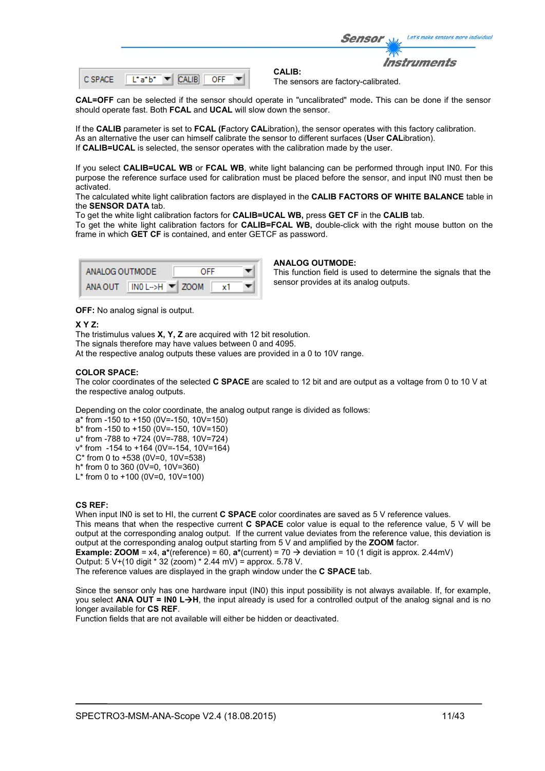C SPACE L*a*b* CALIB OFF

**CALIB:**
The sensors are factory-calibrated.

**CAL=OFF** can be selected if the sensor should operate in "uncalibrated" mode**.** This can be done if the sensor should operate fast. Both **FCAL** and **UCAL** will slow down the sensor.

If the **CALIB** parameter is set to **FCAL (F**actory **CAL**ibration), the sensor operates with this factory calibration.
As an alternative the user can himself calibrate the sensor to different surfaces (**U**ser **CAL**ibration).
If **CALIB=UCAL** is selected, the sensor operates with the calibration made by the user.

If you select **CALIB=UCAL WB** or **FCAL WB**, white light balancing can be performed through input IN0. For this purpose the reference surface used for calibration must be placed before the sensor, and input IN0 must then be activated.
The calculated white light calibration factors are displayed in the **CALIB FACTORS OF WHITE BALANCE** table in the **SENSOR DATA** tab.
To get the white light calibration factors for **CALIB=UCAL WB,** press **GET CF** in the **CALIB** tab.
To get the white light calibration factors for **CALIB=FCAL WB,** double-click with the right mouse button on the frame in which **GET CF** is contained, and enter GETCF as password.

ANALOG OUTMODE OFF
ANA OUT IN0 L-->H ZOOM x1

**ANALOG OUTMODE:**
This function field is used to determine the signals that the sensor provides at its analog outputs.

**OFF:** No analog signal is output.

**X Y Z:**
The tristimulus values **X, Y, Z** are acquired with 12 bit resolution.
The signals therefore may have values between 0 and 4095.
At the respective analog outputs these values are provided in a 0 to 10V range.

**COLOR SPACE:**
The color coordinates of the selected **C SPACE** are scaled to 12 bit and are output as a voltage from 0 to 10 V at the respective analog outputs.

Depending on the color coordinate, the analog output range is divided as follows:
a* from -150 to +150 (0V=-150, 10V=150)
b* from -150 to +150 (0V=-150, 10V=150)
u* from -788 to +724 (0V=-788, 10V=724)
v* from -154 to +164 (0V=-154, 10V=164)
C* from 0 to +538 (0V=0, 10V=538)
h* from 0 to 360 (0V=0, 10V=360)
L* from 0 to +100 (0V=0, 10V=100)

**CS REF:**
When input IN0 is set to HI, the current **C SPACE** color coordinates are saved as 5 V reference values.
This means that when the respective current **C SPACE** color value is equal to the reference value, 5 V will be output at the corresponding analog output. If the current value deviates from the reference value, this deviation is output at the corresponding analog output starting from 5 V and amplified by the **ZOOM** factor.
**Example: ZOOM** = x4, **a***(reference) = 60, **a***(current) = 70 → deviation = 10 (1 digit is approx. 2.44mV)
Output: 5 V+(10 digit * 32 (zoom) * 2.44 mV) = approx. 5.78 V.
The reference values are displayed in the graph window under the **C SPACE** tab.

Since the sensor only has one hardware input (IN0) this input possibility is not always available. If, for example, you select **ANA OUT = IN0 L→H**, the input already is used for a controlled output of the analog signal and is no longer available for **CS REF**.
Function fields that are not available will either be hidden or deactivated.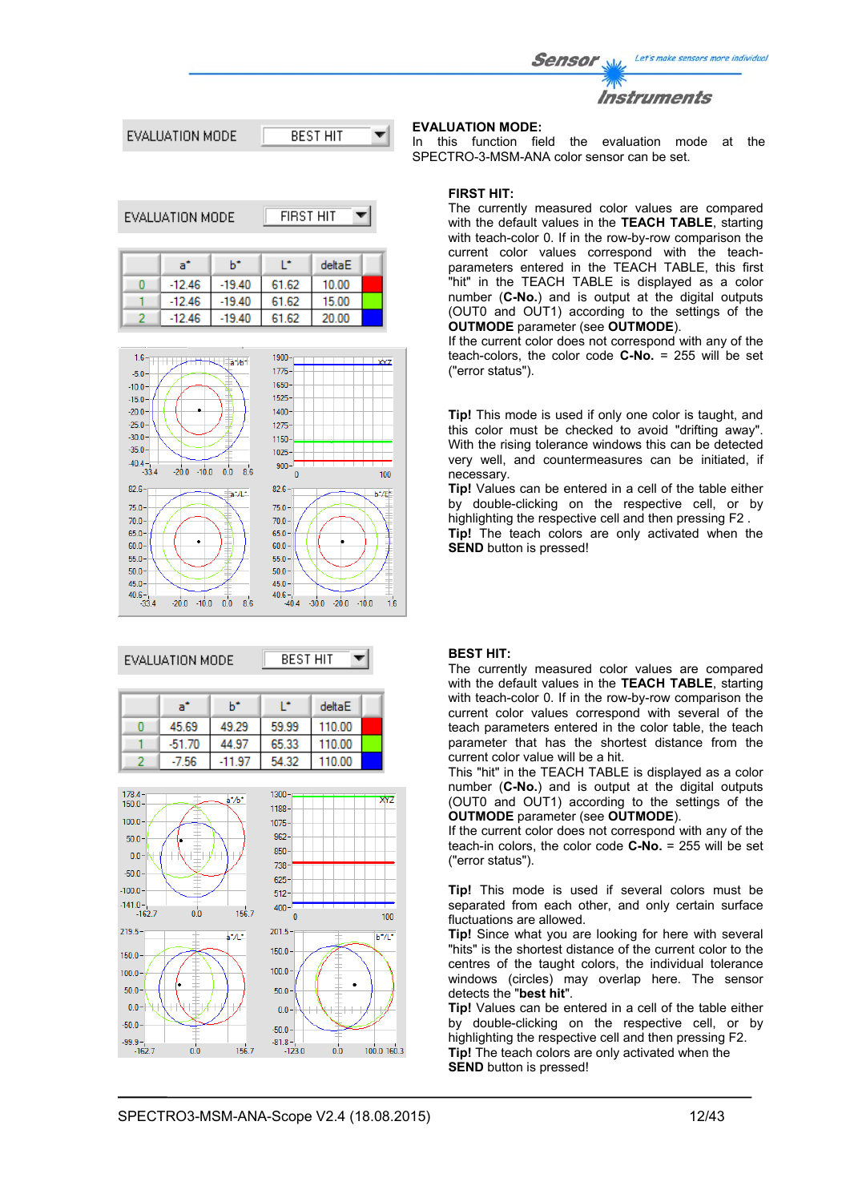EVALUATION MODE | BEST HIT

**EVALUATION MODE:**
In this function field the evaluation mode at the SPECTRO-3-MSM-ANA color sensor can be set.

EVALUATION MODE | FIRST HIT

| | a* | b* | L* | deltaE |
|---|---|---|---|---|
| 0 | -12.46 | -19.40 | 61.62 | 10.00 |
| 1 | -12.46 | -19.40 | 61.62 | 15.00 |
| 2 | -12.46 | -19.40 | 61.62 | 20.00 |

**FIRST HIT:**
The currently measured color values are compared with the default values in the **TEACH TABLE**, starting with teach-color 0. If in the row-by-row comparison the current color values correspond with the teach-parameters entered in the TEACH TABLE, this first "hit" in the TEACH TABLE is displayed as a color number (**C-No.**) and is output at the digital outputs (OUT0 and OUT1) according to the settings of the **OUTMODE** parameter (see **OUTMODE**).
If the current color does not correspond with any of the teach-colors, the color code **C-No.** = 255 will be set ("error status").

**Tip!** This mode is used if only one color is taught, and this color must be checked to avoid "drifting away". With the rising tolerance windows this can be detected very well, and countermeasures can be initiated, if necessary.
**Tip!** Values can be entered in a cell of the table either by double-clicking on the respective cell, or by highlighting the respective cell and then pressing F2 .
**Tip!** The teach colors are only activated when the **SEND** button is pressed!

EVALUATION MODE | BEST HIT

| | a* | b* | L* | deltaE |
|---|---|---|---|---|
| 0 | 45.69 | 49.29 | 59.99 | 110.00 |
| 1 | -51.70 | 44.97 | 65.33 | 110.00 |
| 2 | -7.56 | -11.97 | 54.32 | 110.00 |

**BEST HIT:**
The currently measured color values are compared with the default values in the **TEACH TABLE**, starting with teach-color 0. If in the row-by-row comparison the current color values correspond with several of the teach parameters entered in the color table, the teach parameter that has the shortest distance from the current color value will be a hit.
This "hit" in the TEACH TABLE is displayed as a color number (**C-No.**) and is output at the digital outputs (OUT0 and OUT1) according to the settings of the **OUTMODE** parameter (see **OUTMODE**).
If the current color does not correspond with any of the teach-in colors, the color code **C-No.** = 255 will be set ("error status").

**Tip!** This mode is used if several colors must be separated from each other, and only certain surface fluctuations are allowed.
**Tip!** Since what you are looking for here with several "hits" is the shortest distance to the current color to the centres of the taught colors, the individual tolerance windows (circles) may overlap here. The sensor detects the "**best hit**".
**Tip!** Values can be entered in a cell of the table either by double-clicking on the respective cell, or by highlighting the respective cell and then pressing F2.
**Tip!** The teach colors are only activated when the **SEND** button is pressed!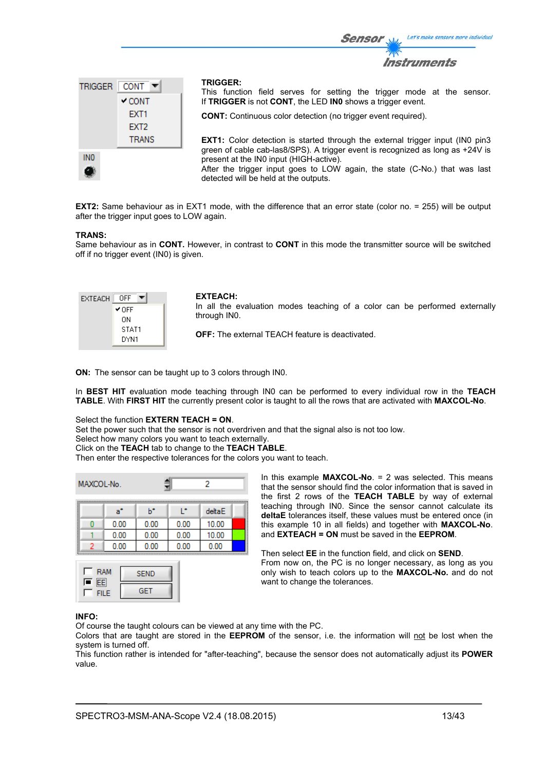**TRIGGER:**
This function field serves for setting the trigger mode at the sensor. If **TRIGGER** is not **CONT**, the LED **IN0** shows a trigger event.

**CONT:** Continuous color detection (no trigger event required).

**EXT1:** Color detection is started through the external trigger input (IN0 pin3 green of cable cab-las8/SPS). A trigger event is recognized as long as +24V is present at the IN0 input (HIGH-active).
After the trigger input goes to LOW again, the state (C-No.) that was last detected will be held at the outputs.

**EXT2:** Same behaviour as in EXT1 mode, with the difference that an error state (color no. = 255) will be output after the trigger input goes to LOW again.

**TRANS:**
Same behaviour as in **CONT.** However, in contrast to **CONT** in this mode the transmitter source will be switched off if no trigger event (IN0) is given.

**EXTEACH:**
In all the evaluation modes teaching of a color can be performed externally through IN0.

**OFF:** The external TEACH feature is deactivated.

**ON:** The sensor can be taught up to 3 colors through IN0.

In **BEST HIT** evaluation mode teaching through IN0 can be performed to every individual row in the **TEACH TABLE**. With **FIRST HIT** the currently present color is taught to all the rows that are activated with **MAXCOL-No**.

Select the function **EXTERN TEACH = ON**.
Set the power such that the sensor is not overdriven and that the signal also is not too low.
Select how many colors you want to teach externally.
Click on the **TEACH** tab to change to the **TEACH TABLE**.
Then enter the respective tolerances for the colors you want to teach.

In this example **MAXCOL-No**. = 2 was selected. This means that the sensor should find the color information that is saved in the first 2 rows of the **TEACH TABLE** by way of external teaching through IN0. Since the sensor cannot calculate its **deltaE** tolerances itself, these values must be entered once (in this example 10 in all fields) and together with **MAXCOL-No**. and **EXTEACH = ON** must be saved in the **EEPROM**.

Then select **EE** in the function field, and click on **SEND**.
From now on, the PC is no longer necessary, as long as you only wish to teach colors up to the **MAXCOL-No.** and do not want to change the tolerances.

**INFO:**
Of course the taught colours can be viewed at any time with the PC.
Colors that are taught are stored in the **EEPROM** of the sensor, i.e. the information will not be lost when the system is turned off.
This function rather is intended for "after-teaching", because the sensor does not automatically adjust its **POWER** value.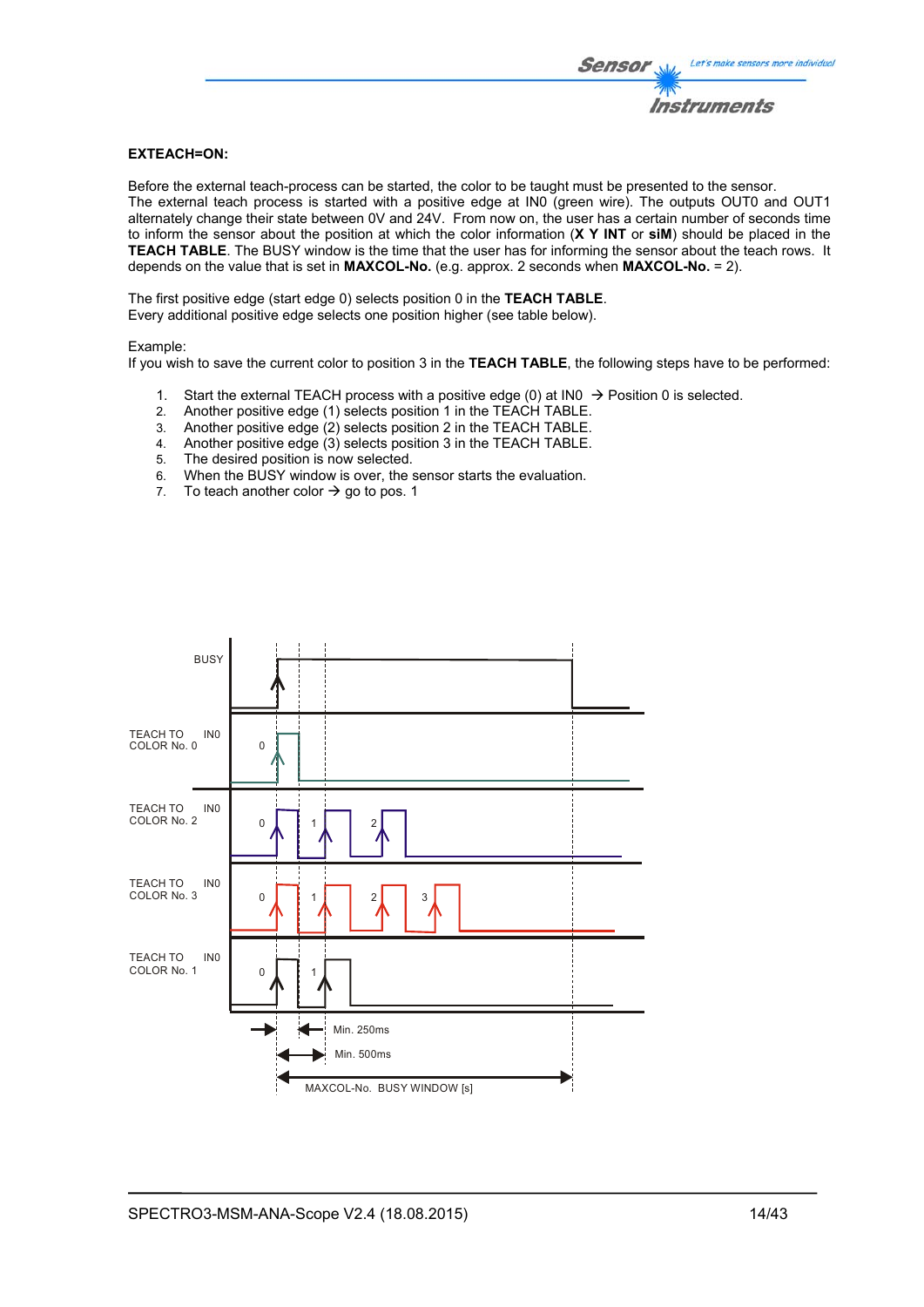**EXTEACH=ON:**

Before the external teach-process can be started, the color to be taught must be presented to the sensor.
The external teach process is started with a positive edge at IN0 (green wire). The outputs OUT0 and OUT1 alternately change their state between 0V and 24V. From now on, the user has a certain number of seconds time to inform the sensor about the position at which the color information (**X Y INT** or **siM**) should be placed in the **TEACH TABLE**. The BUSY window is the time that the user has for informing the sensor about the teach rows. It depends on the value that is set in **MAXCOL-No.** (e.g. approx. 2 seconds when **MAXCOL-No.** = 2).

The first positive edge (start edge 0) selects position 0 in the **TEACH TABLE**.
Every additional positive edge selects one position higher (see table below).

Example:
If you wish to save the current color to position 3 in the **TEACH TABLE**, the following steps have to be performed:

1. Start the external TEACH process with a positive edge (0) at IN0 → Position 0 is selected.
2. Another positive edge (1) selects position 1 in the TEACH TABLE.
3. Another positive edge (2) selects position 2 in the TEACH TABLE.
4. Another positive edge (3) selects position 3 in the TEACH TABLE.
5. The desired position is now selected.
6. When the BUSY window is over, the sensor starts the evaluation.
7. To teach another color → go to pos. 1

BUSY

TEACH TO COLOR No. 0 IN0

TEACH TO COLOR No. 2 IN0

TEACH TO COLOR No. 3 IN0

TEACH TO COLOR No. 1 IN0

Min. 250ms

Min. 500ms

MAXCOL-No. BUSY WINDOW [s]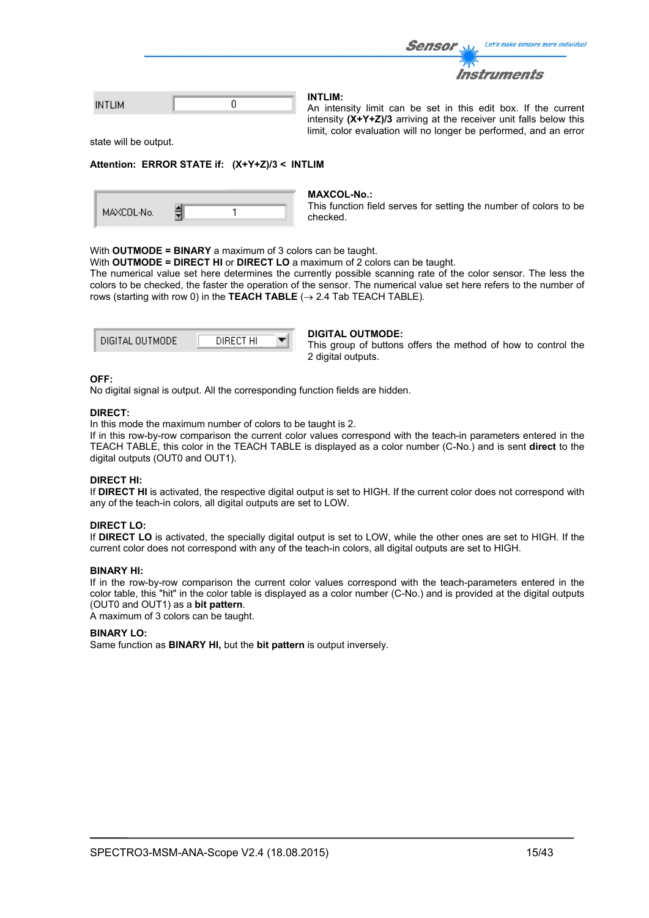INTLIM 0

**INTLIM:**
An intensity limit can be set in this edit box. If the current intensity **(X+Y+Z)/3** arriving at the receiver unit falls below this limit, color evaluation will no longer be performed, and an error state will be output.

**Attention: ERROR STATE if: (X+Y+Z)/3 < INTLIM**

MAXCOL-No. 1

**MAXCOL-No.:**
This function field serves for setting the number of colors to be checked.

With **OUTMODE = BINARY** a maximum of 3 colors can be taught.
With **OUTMODE = DIRECT HI** or **DIRECT LO** a maximum of 2 colors can be taught.
The numerical value set here determines the currently possible scanning rate of the color sensor. The less the colors to be checked, the faster the operation of the sensor. The numerical value set here refers to the number of rows (starting with row 0) in the **TEACH TABLE** (→ 2.4 Tab TEACH TABLE).

DIGITAL OUTMODE DIRECT HI

**DIGITAL OUTMODE:**
This group of buttons offers the method of how to control the 2 digital outputs.

**OFF:**
No digital signal is output. All the corresponding function fields are hidden.

**DIRECT:**
In this mode the maximum number of colors to be taught is 2.
If in this row-by-row comparison the current color values correspond with the teach-in parameters entered in the TEACH TABLE, this color in the TEACH TABLE is displayed as a color number (C-No.) and is sent **direct** to the digital outputs (OUT0 and OUT1).

**DIRECT HI:**
If **DIRECT HI** is activated, the respective digital output is set to HIGH. If the current color does not correspond with any of the teach-in colors, all digital outputs are set to LOW.

**DIRECT LO:**
If **DIRECT LO** is activated, the specially digital output is set to LOW, while the other ones are set to HIGH. If the current color does not correspond with any of the teach-in colors, all digital outputs are set to HIGH.

**BINARY HI:**
If in the row-by-row comparison the current color values correspond with the teach-parameters entered in the color table, this "hit" in the color table is displayed as a color number (C-No.) and is provided at the digital outputs (OUT0 and OUT1) as a **bit pattern**.
A maximum of 3 colors can be taught.

**BINARY LO:**
Same function as **BINARY HI,** but the **bit pattern** is output inversely.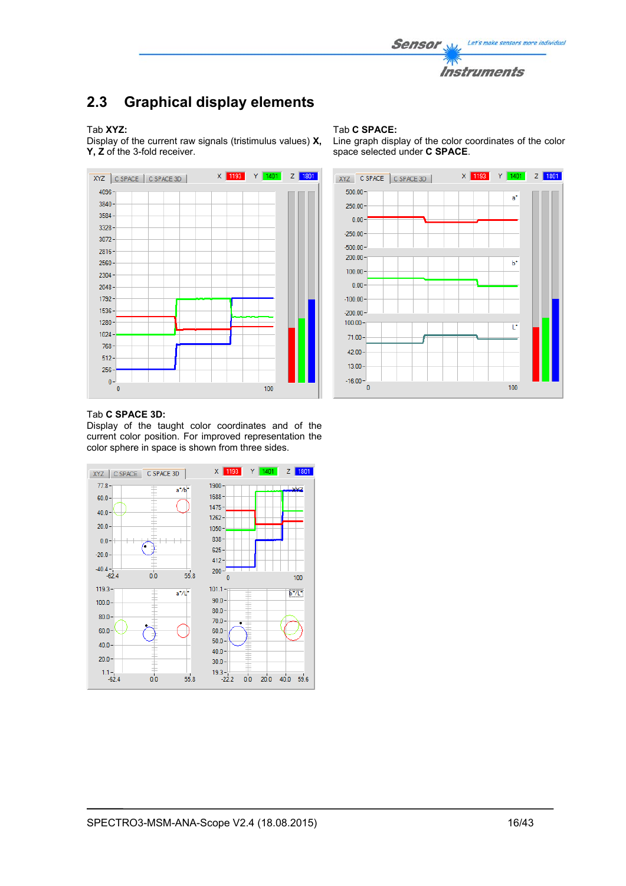## 2.3 Graphical display elements

Tab **XYZ:**
Display of the current raw signals (tristimulus values) **X, Y, Z** of the 3-fold receiver.

Tab **C SPACE:**
Line graph display of the color coordinates of the color space selected under **C SPACE**.

Tab **C SPACE 3D:**
Display of the taught color coordinates and of the current color position. For improved representation the color sphere in space is shown from three sides.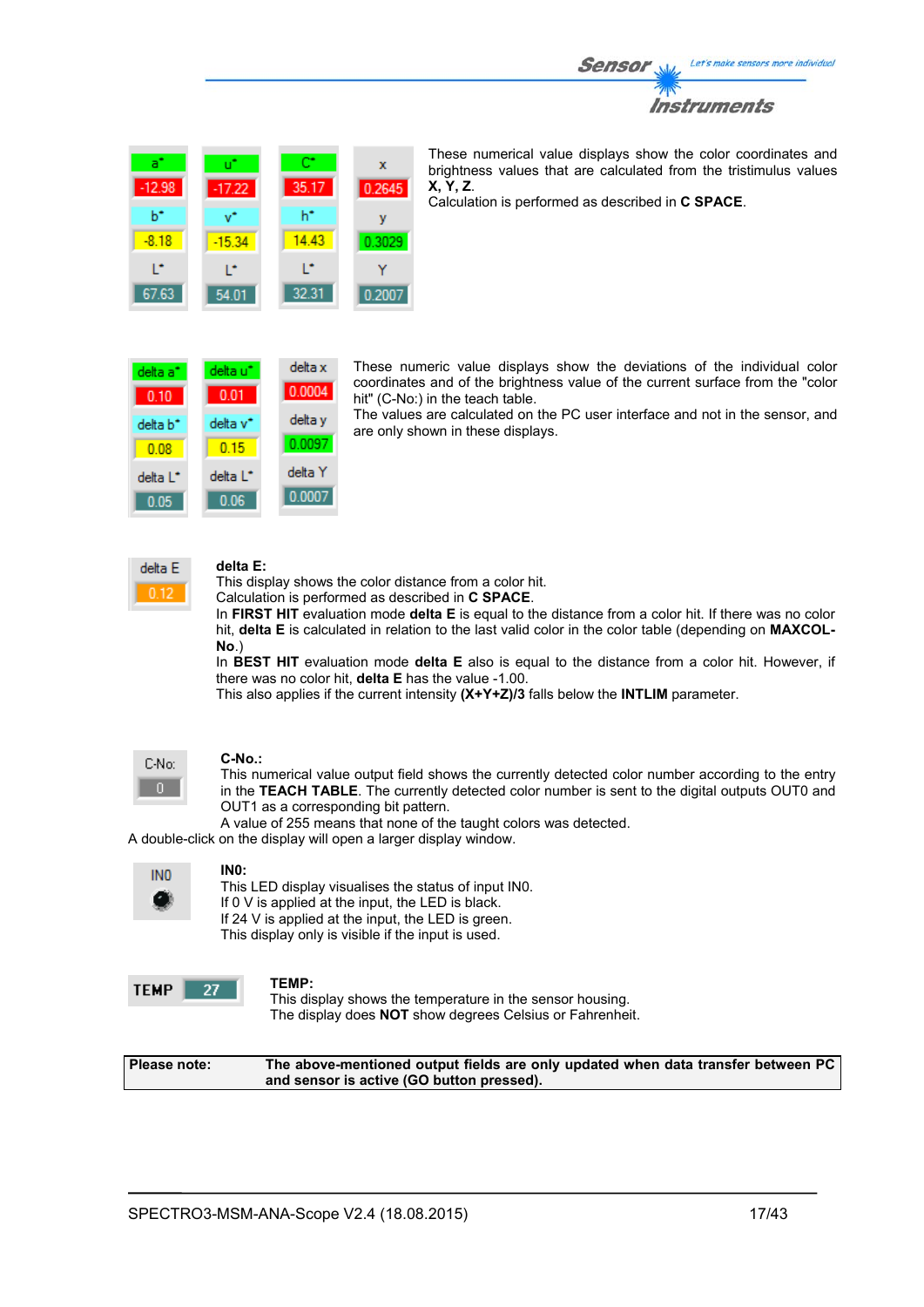| a* | u* | C* | x |
|---|---|---|---|
| -12.98 | -17.22 | 35.17 | 0.2645 |
| b* | v* | h* | y |
| -8.18 | -15.34 | 14.43 | 0.3029 |
| L* | L* | L* | Y |
| 67.63 | 54.01 | 32.31 | 0.2007 |

These numerical value displays show the color coordinates and brightness values that are calculated from the tristimulus values **X, Y, Z**.
Calculation is performed as described in **C SPACE**.

| delta a* | delta u* | delta x |
|---|---|---|
| 0.10 | 0.01 | 0.0004 |
| delta b* | delta v* | delta y |
| 0.08 | 0.15 | 0.0097 |
| delta L* | delta L* | delta Y |
| 0.05 | 0.06 | 0.0007 |

These numeric value displays show the deviations of the individual color coordinates and of the brightness value of the current surface from the "color hit" (C-No:) in the teach table.
The values are calculated on the PC user interface and not in the sensor, and are only shown in these displays.

| delta E |
|---|
| 0.12 |

**delta E:**
This display shows the color distance from a color hit.
Calculation is performed as described in **C SPACE**.
In **FIRST HIT** evaluation mode **delta E** is equal to the distance from a color hit. If there was no color hit, **delta E** is calculated in relation to the last valid color in the color table (depending on **MAXCOL-No**.)
In **BEST HIT** evaluation mode **delta E** also is equal to the distance from a color hit. However, if there was no color hit, **delta E** has the value -1.00.
This also applies if the current intensity **(X+Y+Z)/3** falls below the **INTLIM** parameter.

| C-No: |
|---|
| 0 |

**C-No.:**
This numerical value output field shows the currently detected color number according to the entry in the **TEACH TABLE**. The currently detected color number is sent to the digital outputs OUT0 and OUT1 as a corresponding bit pattern.
A value of 255 means that none of the taught colors was detected.
A double-click on the display will open a larger display window.

**IN0:**
This LED display visualises the status of input IN0.
If 0 V is applied at the input, the LED is black.
If 24 V is applied at the input, the LED is green.
This display only is visible if the input is used.

| TEMP | 27 |
|---|---|

**TEMP:**
This display shows the temperature in the sensor housing.
The display does **NOT** show degrees Celsius or Fahrenheit.

| **Please note:** | **The above-mentioned output fields are only updated when data transfer between PC and sensor is active (GO button pressed).** |
|---|---|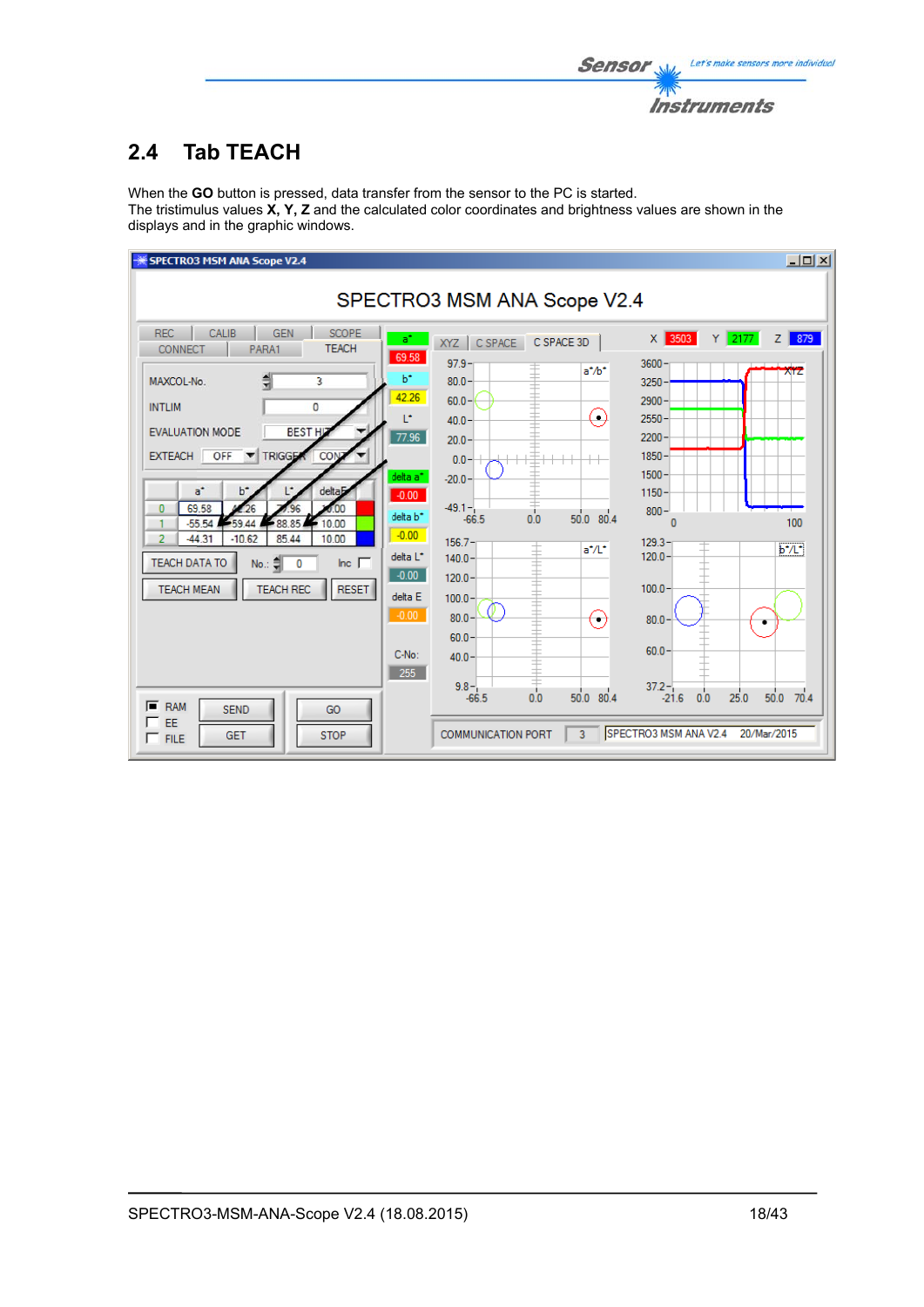## 2.4 Tab TEACH

When the **GO** button is pressed, data transfer from the sensor to the PC is started.
The tristimulus values **X, Y, Z** and the calculated color coordinates and brightness values are shown in the displays and in the graphic windows.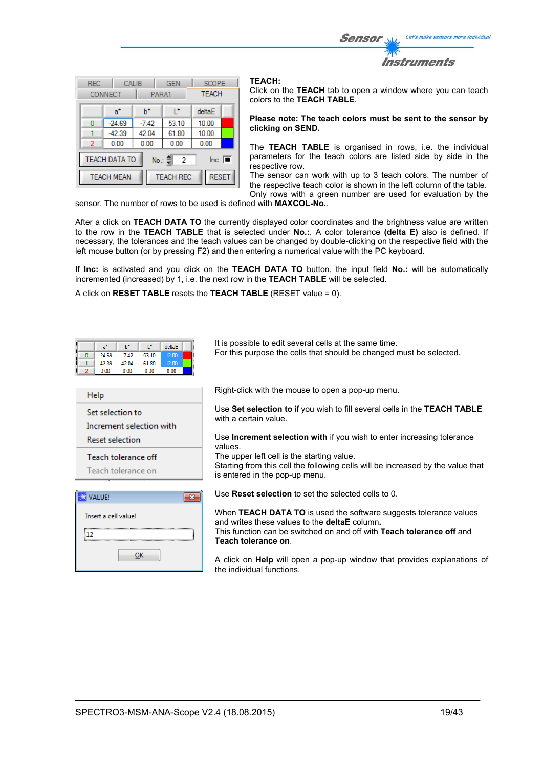**TEACH:**
Click on the **TEACH** tab to open a window where you can teach colors to the **TEACH TABLE**.

**Please note: The teach colors must be sent to the sensor by clicking on SEND.**

The **TEACH TABLE** is organised in rows, i.e. the individual parameters for the teach colors are listed side by side in the respective row.
The sensor can work with up to 3 teach colors. The number of the respective teach color is shown in the left column of the table. Only rows with a green number are used for evaluation by the sensor. The number of rows to be used is defined with **MAXCOL-No.**.

After a click on **TEACH DATA TO** the currently displayed color coordinates and the brightness value are written to the row in the **TEACH TABLE** that is selected under **No.:**. A color tolerance **(delta E)** also is defined. If necessary, the tolerances and the teach values can be changed by double-clicking on the respective field with the left mouse button (or by pressing F2) and then entering a numerical value with the PC keyboard.

If **Inc:** is activated and you click on the **TEACH DATA TO** button, the input field **No.:** will be automatically incremented (increased) by 1, i.e. the next row in the **TEACH TABLE** will be selected.

A click on **RESET TABLE** resets the **TEACH TABLE** (RESET value = 0).

It is possible to edit several cells at the same time.
For this purpose the cells that should be changed must be selected.

Right-click with the mouse to open a pop-up menu.

Use **Set selection to** if you wish to fill several cells in the **TEACH TABLE** with a certain value.

Use **Increment selection with** if you wish to enter increasing tolerance values.
The upper left cell is the starting value.
Starting from this cell the following cells will be increased by the value that is entered in the pop-up menu.

Use **Reset selection** to set the selected cells to 0.

When **TEACH DATA TO** is used the software suggests tolerance values and writes these values to the **deltaE** column**.**
This function can be switched on and off with **Teach tolerance off** and **Teach tolerance on**.

A click on **Help** will open a pop-up window that provides explanations of the individual functions.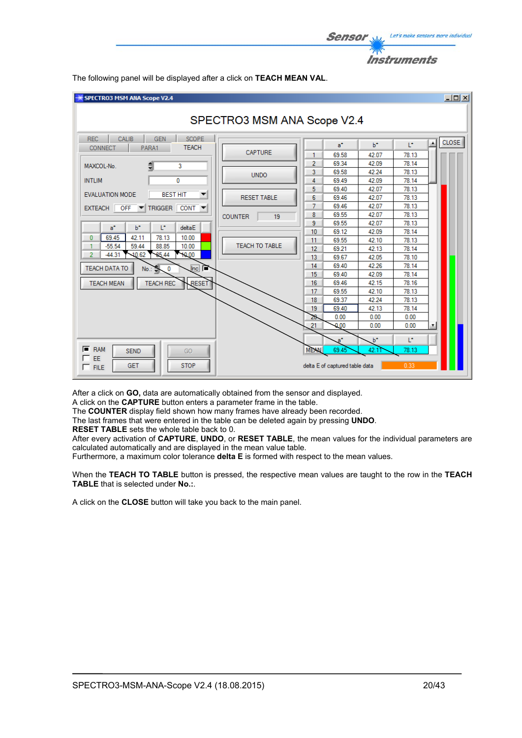The following panel will be displayed after a click on **TEACH MEAN VAL**.

After a click on **GO,** data are automatically obtained from the sensor and displayed.
A click on the **CAPTURE** button enters a parameter frame in the table.
The **COUNTER** display field shown how many frames have already been recorded.
The last frames that were entered in the table can be deleted again by pressing **UNDO**.
**RESET TABLE** sets the whole table back to 0.
After every activation of **CAPTURE**, **UNDO**, or **RESET TABLE**, the mean values for the individual parameters are calculated automatically and are displayed in the mean value table.
Furthermore, a maximum color tolerance **delta E** is formed with respect to the mean values.

When the **TEACH TO TABLE** button is pressed, the respective mean values are taught to the row in the **TEACH TABLE** that is selected under **No.:**.

A click on the **CLOSE** button will take you back to the main panel.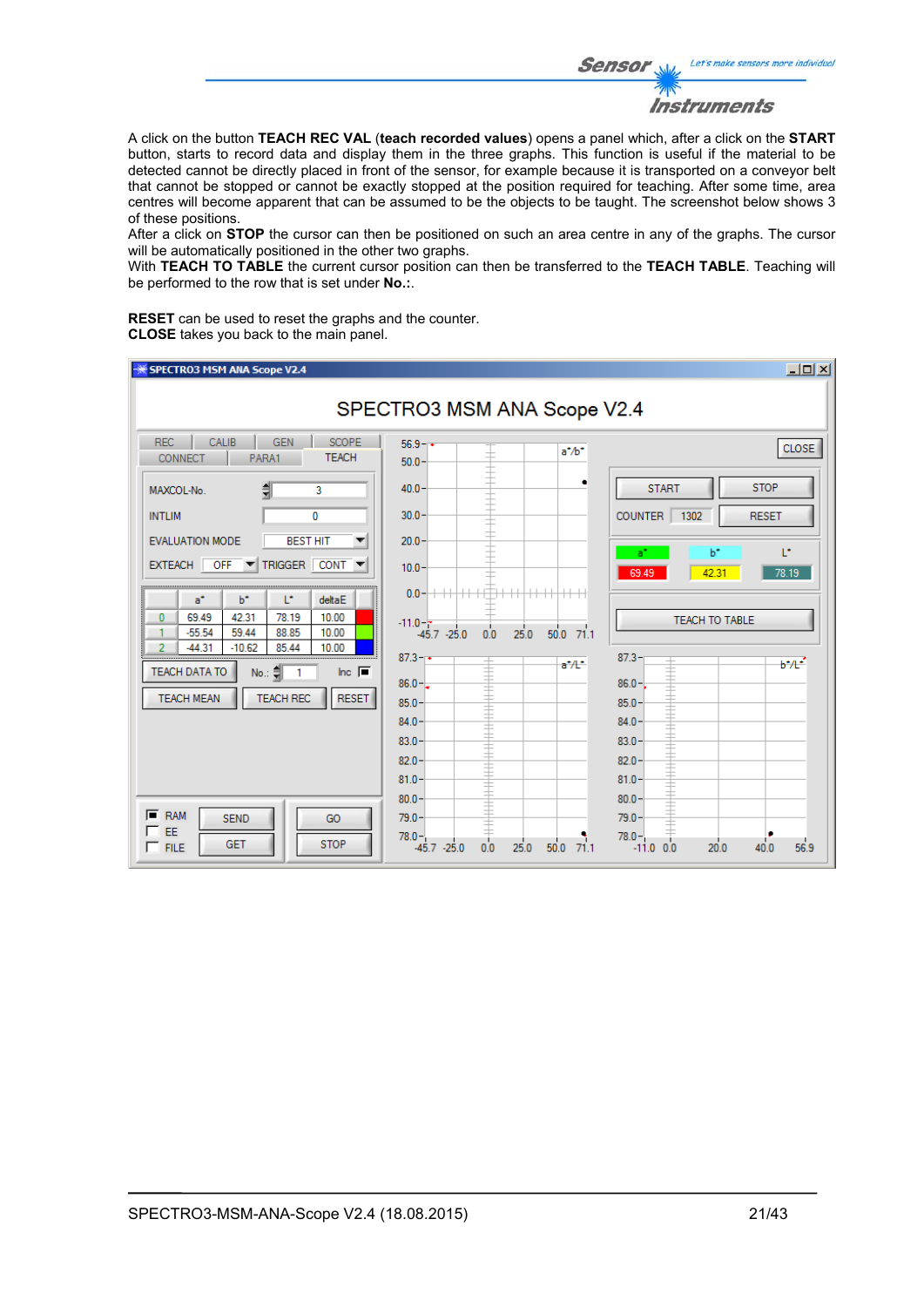A click on the button **TEACH REC VAL** (**teach recorded values**) opens a panel which, after a click on the **START** button, starts to record data and display them in the three graphs. This function is useful if the material to be detected cannot be directly placed in front of the sensor, for example because it is transported on a conveyor belt that cannot be stopped or cannot be exactly stopped at the position required for teaching. After some time, area centres will become apparent that can be assumed to be the objects to be taught. The screenshot below shows 3 of these positions.
After a click on **STOP** the cursor can then be positioned on such an area centre in any of the graphs. The cursor will be automatically positioned in the other two graphs.
With **TEACH TO TABLE** the current cursor position can then be transferred to the **TEACH TABLE**. Teaching will be performed to the row that is set under **No.:**.

**RESET** can be used to reset the graphs and the counter.
**CLOSE** takes you back to the main panel.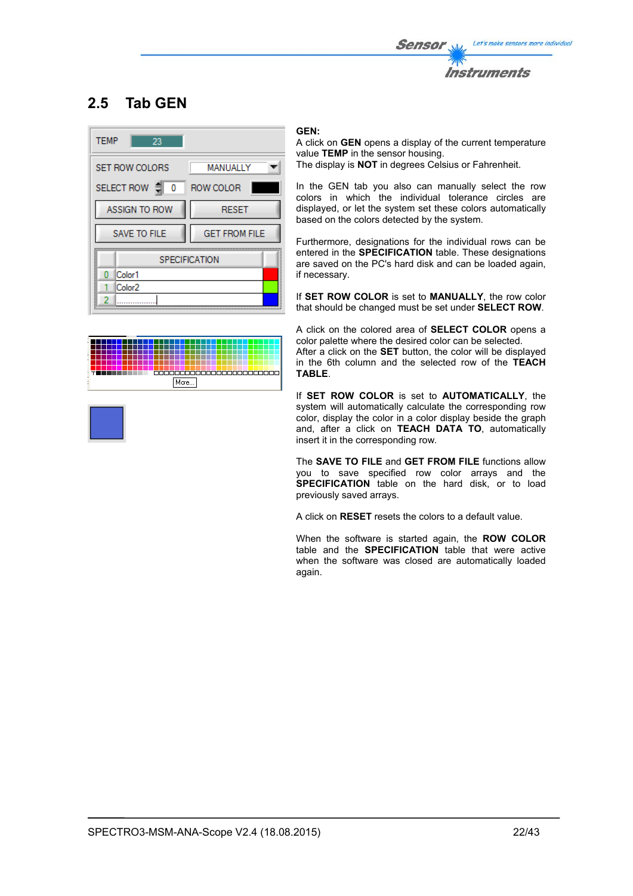## 2.5 Tab GEN

**GEN:**
A click on **GEN** opens a display of the current temperature value **TEMP** in the sensor housing.
The display is **NOT** in degrees Celsius or Fahrenheit.

In the GEN tab you also can manually select the row colors in which the individual tolerance circles are displayed, or let the system set these colors automatically based on the colors detected by the system.

Furthermore, designations for the individual rows can be entered in the **SPECIFICATION** table. These designations are saved on the PC's hard disk and can be loaded again, if necessary.

If **SET ROW COLOR** is set to **MANUALLY**, the row color that should be changed must be set under **SELECT ROW**.

A click on the colored area of **SELECT COLOR** opens a color palette where the desired color can be selected.
After a click on the **SET** button, the color will be displayed in the 6th column and the selected row of the **TEACH TABLE**.

If **SET ROW COLOR** is set to **AUTOMATICALLY**, the system will automatically calculate the corresponding row color, display the color in a color display beside the graph and, after a click on **TEACH DATA TO**, automatically insert it in the corresponding row.

The **SAVE TO FILE** and **GET FROM FILE** functions allow you to save specified row color arrays and the **SPECIFICATION** table on the hard disk, or to load previously saved arrays.

A click on **RESET** resets the colors to a default value.

When the software is started again, the **ROW COLOR** table and the **SPECIFICATION** table that were active when the software was closed are automatically loaded again.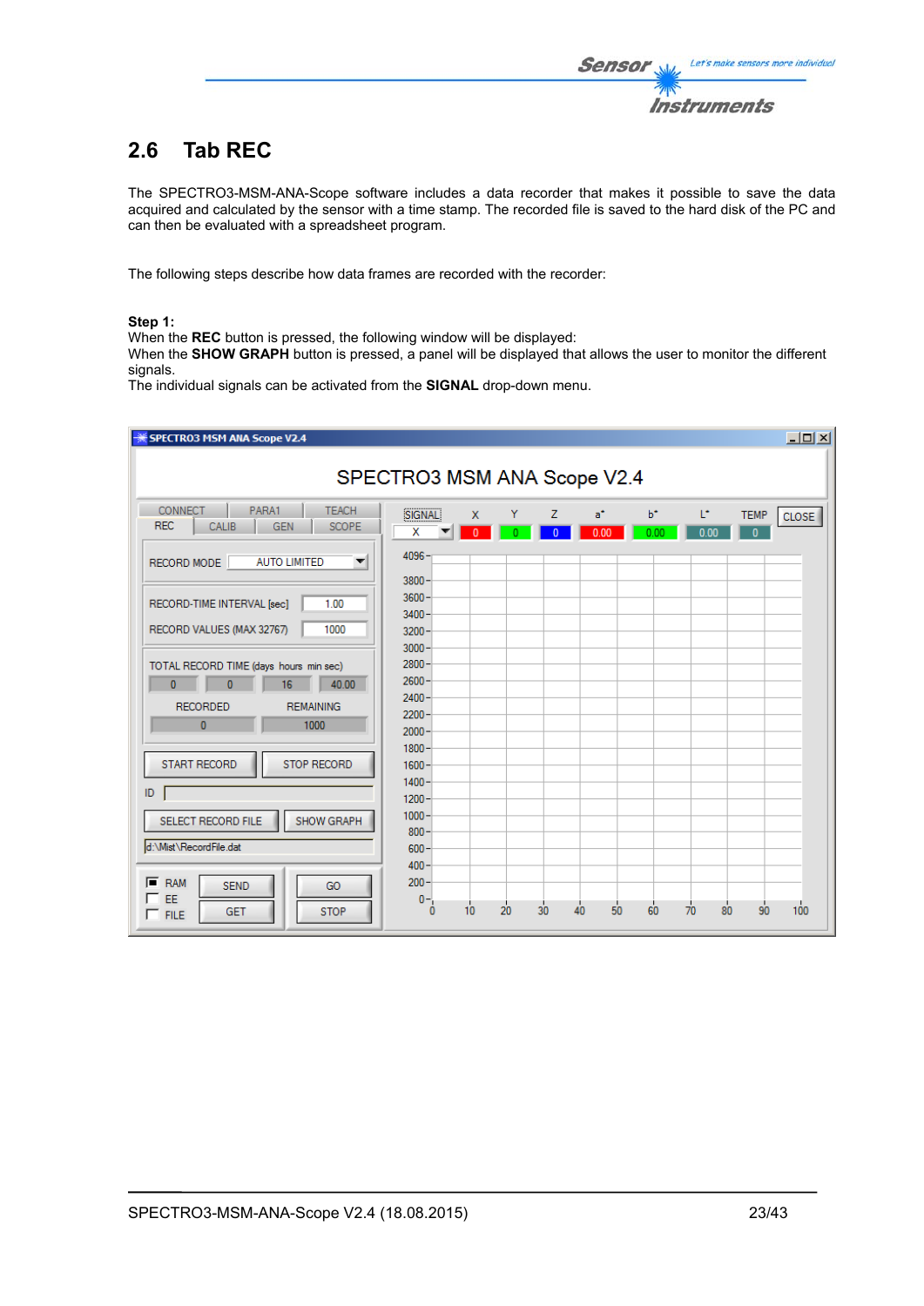## 2.6 Tab REC

The SPECTRO3-MSM-ANA-Scope software includes a data recorder that makes it possible to save the data acquired and calculated by the sensor with a time stamp. The recorded file is saved to the hard disk of the PC and can then be evaluated with a spreadsheet program.

The following steps describe how data frames are recorded with the recorder:

**Step 1:**
When the **REC** button is pressed, the following window will be displayed:
When the **SHOW GRAPH** button is pressed, a panel will be displayed that allows the user to monitor the different signals.
The individual signals can be activated from the **SIGNAL** drop-down menu.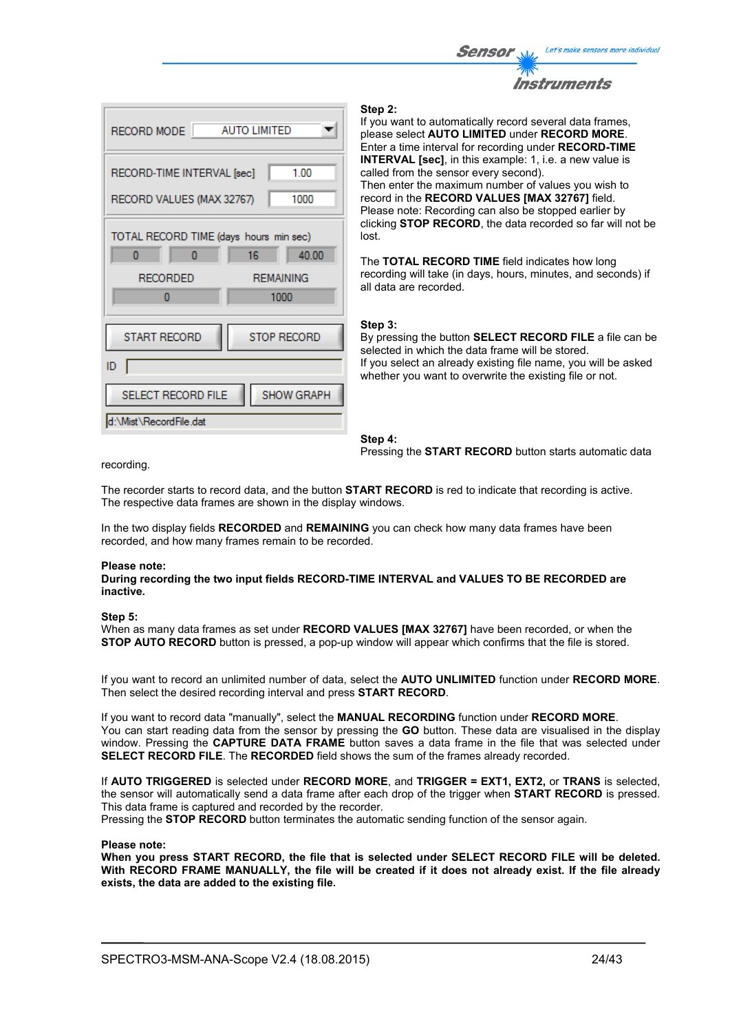**Step 2:**
If you want to automatically record several data frames, please select **AUTO LIMITED** under **RECORD MORE**. Enter a time interval for recording under **RECORD-TIME INTERVAL [sec]**, in this example: 1, i.e. a new value is called from the sensor every second).
Then enter the maximum number of values you wish to record in the **RECORD VALUES [MAX 32767]** field.
Please note: Recording can also be stopped earlier by clicking **STOP RECORD**, the data recorded so far will not be lost.

The **TOTAL RECORD TIME** field indicates how long recording will take (in days, hours, minutes, and seconds) if all data are recorded.

**Step 3:**
By pressing the button **SELECT RECORD FILE** a file can be selected in which the data frame will be stored.
If you select an already existing file name, you will be asked whether you want to overwrite the existing file or not.

**Step 4:**
Pressing the **START RECORD** button starts automatic data recording.

The recorder starts to record data, and the button **START RECORD** is red to indicate that recording is active.
The respective data frames are shown in the display windows.

In the two display fields **RECORDED** and **REMAINING** you can check how many data frames have been recorded, and how many frames remain to be recorded.

**Please note:**
**During recording the two input fields RECORD-TIME INTERVAL and VALUES TO BE RECORDED are inactive.**

**Step 5:**
When as many data frames as set under **RECORD VALUES [MAX 32767]** have been recorded, or when the **STOP AUTO RECORD** button is pressed, a pop-up window will appear which confirms that the file is stored.

If you want to record an unlimited number of data, select the **AUTO UNLIMITED** function under **RECORD MORE**.
Then select the desired recording interval and press **START RECORD**.

If you want to record data "manually", select the **MANUAL RECORDING** function under **RECORD MORE**.
You can start reading data from the sensor by pressing the **GO** button. These data are visualised in the display window. Pressing the **CAPTURE DATA FRAME** button saves a data frame in the file that was selected under **SELECT RECORD FILE**. The **RECORDED** field shows the sum of the frames already recorded.

If **AUTO TRIGGERED** is selected under **RECORD MORE**, and **TRIGGER = EXT1, EXT2,** or **TRANS** is selected, the sensor will automatically send a data frame after each drop of the trigger when **START RECORD** is pressed.
This data frame is captured and recorded by the recorder.
Pressing the **STOP RECORD** button terminates the automatic sending function of the sensor again.

**Please note:**
**When you press START RECORD, the file that is selected under SELECT RECORD FILE will be deleted. With RECORD FRAME MANUALLY, the file will be created if it does not already exist. If the file already exists, the data are added to the existing file.**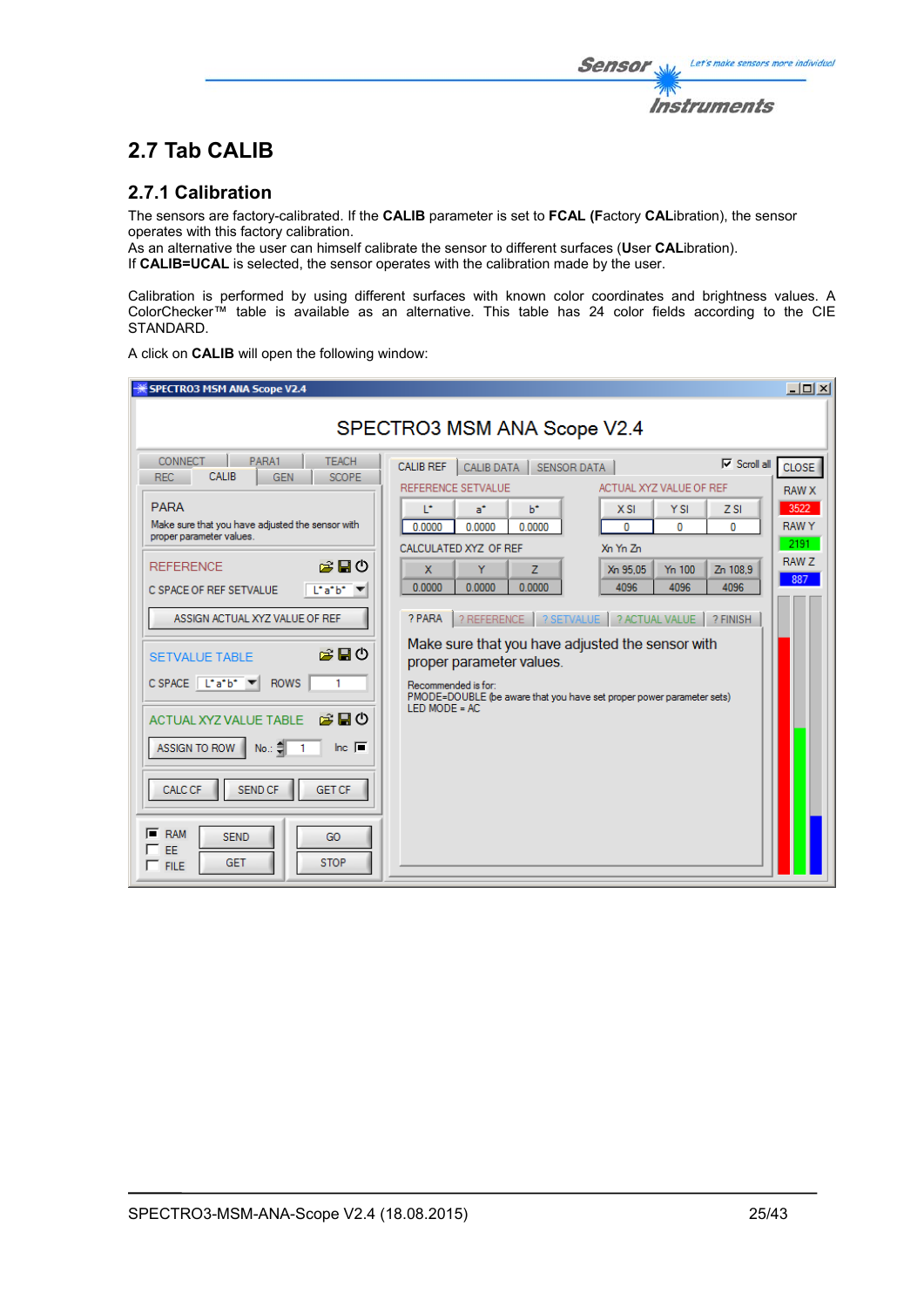## 2.7 Tab CALIB

### 2.7.1 Calibration

The sensors are factory-calibrated. If the **CALIB** parameter is set to **FCAL** (**F**actory **CAL**ibration), the sensor operates with this factory calibration.
As an alternative the user can himself calibrate the sensor to different surfaces (**U**ser **CAL**ibration).
If **CALIB=UCAL** is selected, the sensor operates with the calibration made by the user.

Calibration is performed by using different surfaces with known color coordinates and brightness values. A ColorChecker™ table is available as an alternative. This table has 24 color fields according to the CIE STANDARD.

A click on **CALIB** will open the following window: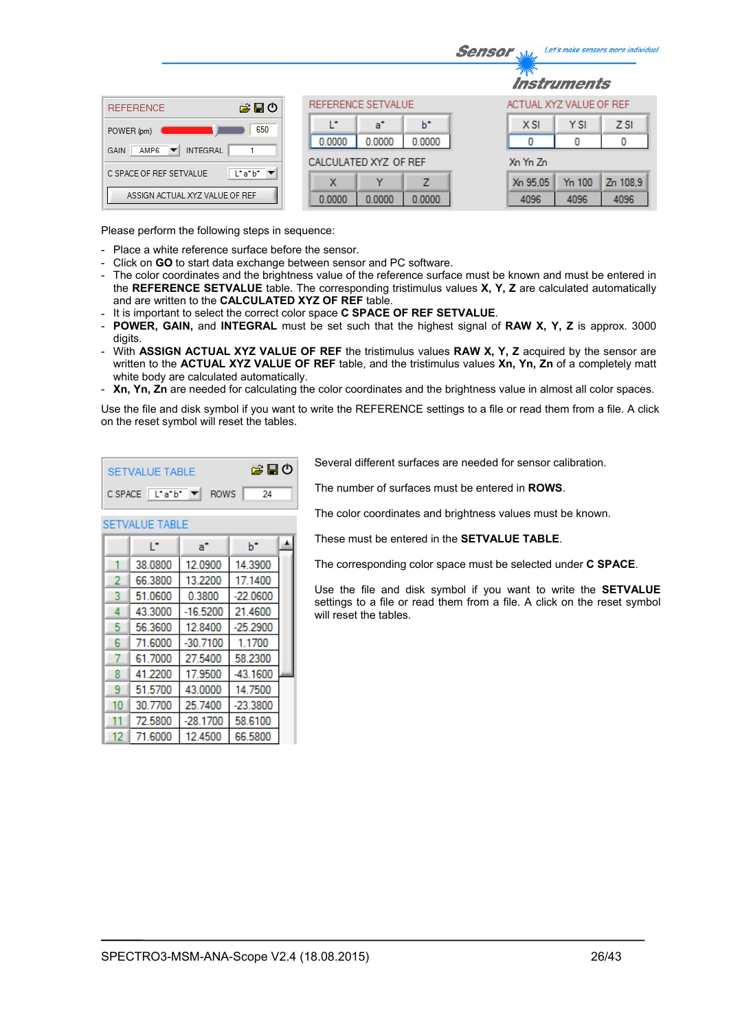| REFERENCE | |
|---|---|
| POWER (pm) | 650 |
| GAIN | AMP6 |
| INTEGRAL | 1 |
| C SPACE OF REF SETVALUE | L*a*b* |
| ASSIGN ACTUAL XYZ VALUE OF REF | |

REFERENCE SETVALUE

| L* | a* | b* |
|---|---|---|
| 0.0000 | 0.0000 | 0.0000 |

CALCULATED XYZ OF REF

| X | Y | Z |
|---|---|---|
| 0.0000 | 0.0000 | 0.0000 |

ACTUAL XYZ VALUE OF REF

| X SI | Y SI | Z SI |
|---|---|---|
| 0 | 0 | 0 |

Xn Yn Zn

| Xn 95,05 | Yn 100 | Zn 108,9 |
|---|---|---|
| 4096 | 4096 | 4096 |

Please perform the following steps in sequence:

- Place a white reference surface before the sensor.
- Click on **GO** to start data exchange between sensor and PC software.
- The color coordinates and the brightness value of the reference surface must be known and must be entered in the **REFERENCE SETVALUE** table. The corresponding tristimulus values **X, Y, Z** are calculated automatically and are written to the **CALCULATED XYZ OF REF** table.
- It is important to select the correct color space **C SPACE OF REF SETVALUE**.
- **POWER, GAIN,** and **INTEGRAL** must be set such that the highest signal of **RAW X, Y, Z** is approx. 3000 digits.
- With **ASSIGN ACTUAL XYZ VALUE OF REF** the tristimulus values **RAW X, Y, Z** acquired by the sensor are written to the **ACTUAL XYZ VALUE OF REF** table, and the tristimulus values **Xn, Yn, Zn** of a completely matt white body are calculated automatically.
- **Xn, Yn, Zn** are needed for calculating the color coordinates and the brightness value in almost all color spaces.

Use the file and disk symbol if you want to write the REFERENCE settings to a file or read them from a file. A click on the reset symbol will reset the tables.

SETVALUE TABLE

C SPACE: L*a*b* — ROWS: 24

SETVALUE TABLE

| | L* | a* | b* |
|---|---|---|---|
| 1 | 38.0800 | 12.0900 | 14.3900 |
| 2 | 66.3800 | 13.2200 | 17.1400 |
| 3 | 51.0600 | 0.3800 | -22.0600 |
| 4 | 43.3000 | -16.5200 | 21.4600 |
| 5 | 56.3600 | 12.8400 | -25.2900 |
| 6 | 71.6000 | -30.7100 | 1.1700 |
| 7 | 61.7000 | 27.5400 | 58.2300 |
| 8 | 41.2200 | 17.9500 | -43.1600 |
| 9 | 51.5700 | 43.0000 | 14.7500 |
| 10 | 30.7700 | 25.7400 | -23.3800 |
| 11 | 72.5800 | -28.1700 | 58.6100 |
| 12 | 71.6000 | 12.4500 | 66.5800 |

Several different surfaces are needed for sensor calibration.

The number of surfaces must be entered in **ROWS**.

The color coordinates and brightness values must be known.

These must be entered in the **SETVALUE TABLE**.

The corresponding color space must be selected under **C SPACE**.

Use the file and disk symbol if you want to write the **SETVALUE** settings to a file or read them from a file. A click on the reset symbol will reset the tables.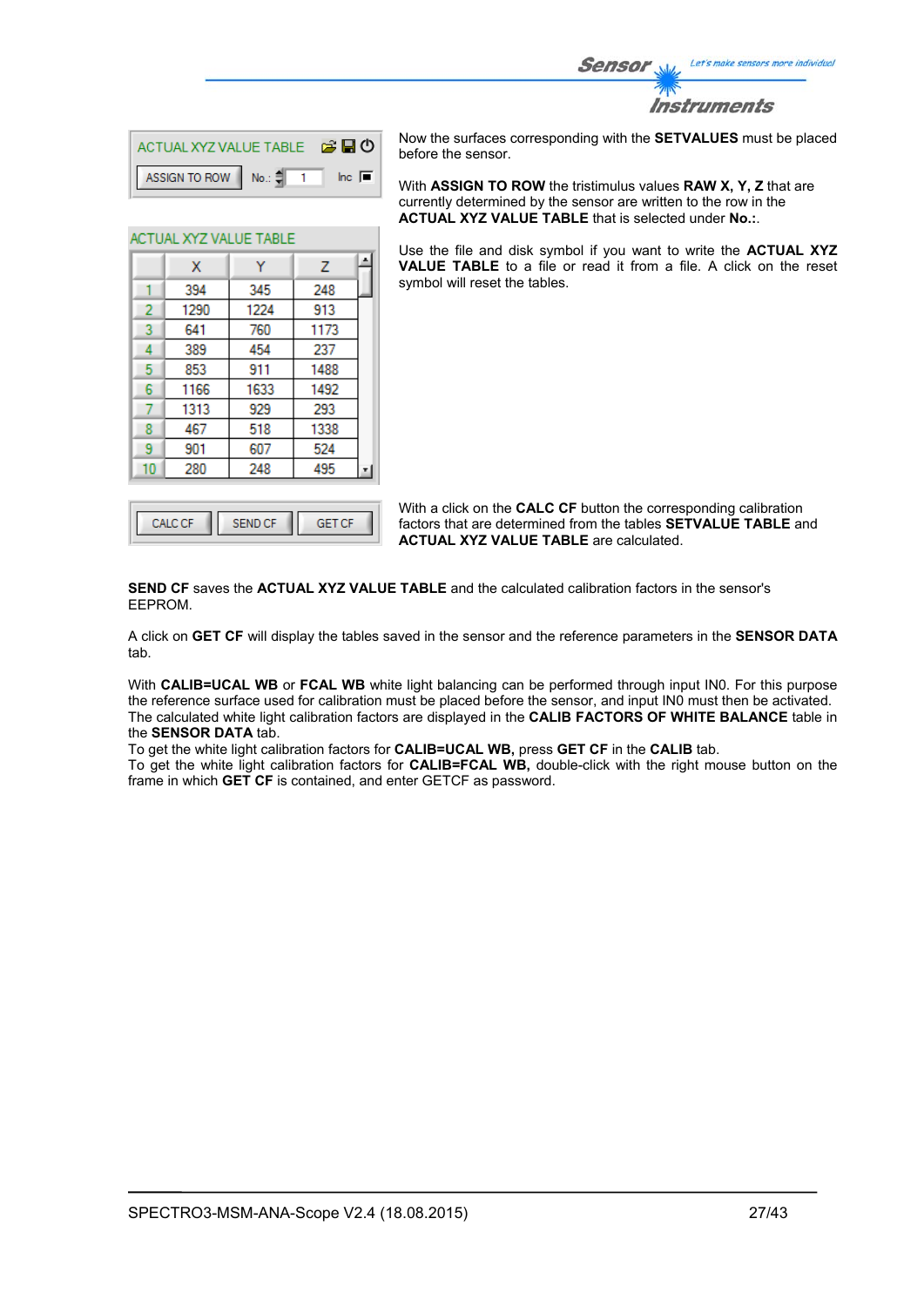ACTUAL XYZ VALUE TABLE

ASSIGN TO ROW   No.: 1   Inc

Now the surfaces corresponding with the **SETVALUES** must be placed before the sensor.

With **ASSIGN TO ROW** the tristimulus values **RAW X, Y, Z** that are currently determined by the sensor are written to the row in the **ACTUAL XYZ VALUE TABLE** that is selected under **No.:**.

Use the file and disk symbol if you want to write the **ACTUAL XYZ VALUE TABLE** to a file or read it from a file. A click on the reset symbol will reset the tables.

ACTUAL XYZ VALUE TABLE

| | X | Y | Z |
|---|---|---|---|
| 1 | 394 | 345 | 248 |
| 2 | 1290 | 1224 | 913 |
| 3 | 641 | 760 | 1173 |
| 4 | 389 | 454 | 237 |
| 5 | 853 | 911 | 1488 |
| 6 | 1166 | 1633 | 1492 |
| 7 | 1313 | 929 | 293 |
| 8 | 467 | 518 | 1338 |
| 9 | 901 | 607 | 524 |
| 10 | 280 | 248 | 495 |

CALC CF   SEND CF   GET CF

With a click on the **CALC CF** button the corresponding calibration factors that are determined from the tables **SETVALUE TABLE** and **ACTUAL XYZ VALUE TABLE** are calculated.

**SEND CF** saves the **ACTUAL XYZ VALUE TABLE** and the calculated calibration factors in the sensor's EEPROM.

A click on **GET CF** will display the tables saved in the sensor and the reference parameters in the **SENSOR DATA** tab.

With **CALIB=UCAL WB** or **FCAL WB** white light balancing can be performed through input IN0. For this purpose the reference surface used for calibration must be placed before the sensor, and input IN0 must then be activated. The calculated white light calibration factors are displayed in the **CALIB FACTORS OF WHITE BALANCE** table in the **SENSOR DATA** tab.
To get the white light calibration factors for **CALIB=UCAL WB,** press **GET CF** in the **CALIB** tab.
To get the white light calibration factors for **CALIB=FCAL WB,** double-click with the right mouse button on the frame in which **GET CF** is contained, and enter GETCF as password.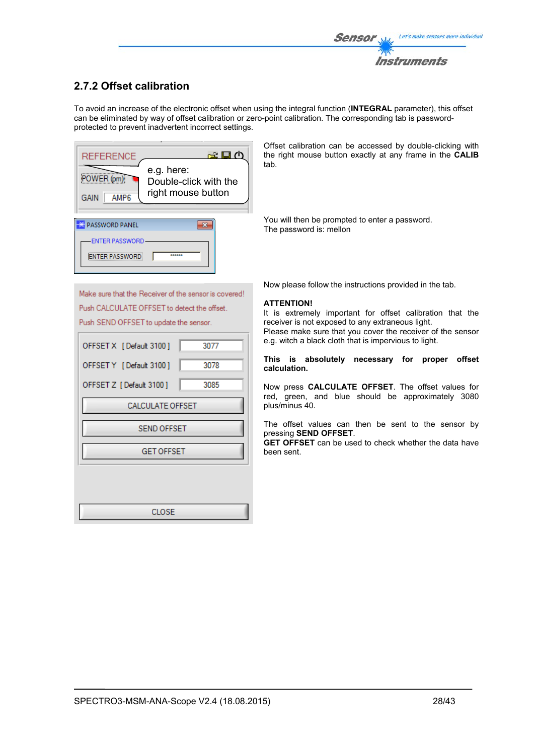## 2.7.2 Offset calibration

To avoid an increase of the electronic offset when using the integral function (**INTEGRAL** parameter), this offset can be eliminated by way of offset calibration or zero-point calibration. The corresponding tab is password-protected to prevent inadvertent incorrect settings.

Offset calibration can be accessed by double-clicking with the right mouse button exactly at any frame in the **CALIB** tab.

You will then be prompted to enter a password.
The password is: mellon

Now please follow the instructions provided in the tab.

**ATTENTION!**
It is extremely important for offset calibration that the receiver is not exposed to any extraneous light.
Please make sure that you cover the receiver of the sensor e.g. witch a black cloth that is impervious to light.

**This is absolutely necessary for proper offset calculation.**

Now press **CALCULATE OFFSET**. The offset values for red, green, and blue should be approximately 3080 plus/minus 40.

The offset values can then be sent to the sensor by pressing **SEND OFFSET**.
**GET OFFSET** can be used to check whether the data have been sent.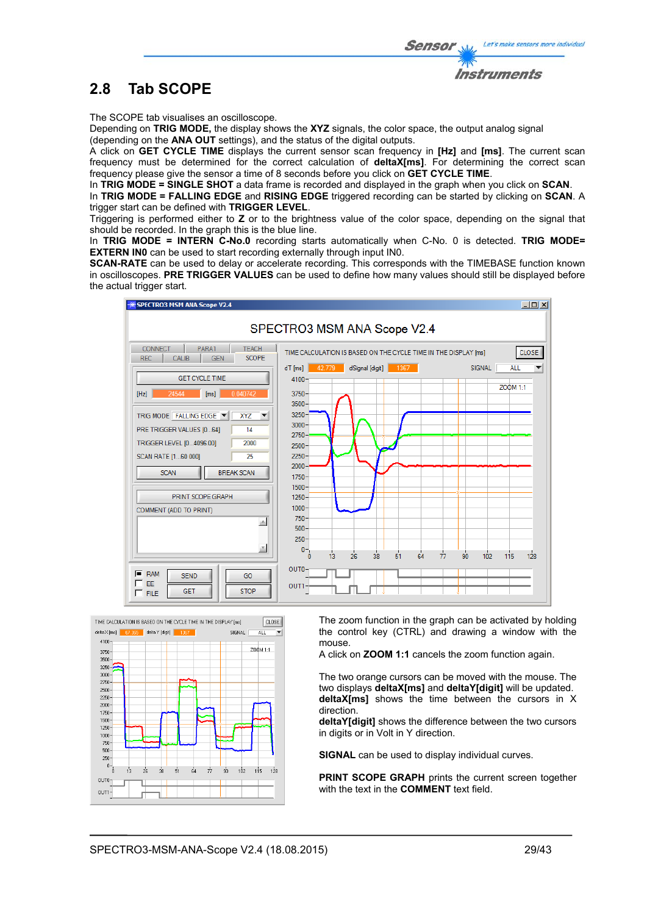## 2.8 Tab SCOPE

The SCOPE tab visualises an oscilloscope.
Depending on **TRIG MODE,** the display shows the **XYZ** signals, the color space, the output analog signal (depending on the **ANA OUT** settings), and the status of the digital outputs.
A click on **GET CYCLE TIME** displays the current sensor scan frequency in **[Hz]** and **[ms]**. The current scan frequency must be determined for the correct calculation of **deltaX[ms]**. For determining the correct scan frequency please give the sensor a time of 8 seconds before you click on **GET CYCLE TIME**.
In **TRIG MODE = SINGLE SHOT** a data frame is recorded and displayed in the graph when you click on **SCAN**.
In **TRIG MODE = FALLING EDGE** and **RISING EDGE** triggered recording can be started by clicking on **SCAN**. A trigger start can be defined with **TRIGGER LEVEL**.
Triggering is performed either to **Z** or to the brightness value of the color space, depending on the signal that should be recorded. In the graph this is the blue line.
In **TRIG MODE = INTERN C-No.0** recording starts automatically when C-No. 0 is detected. **TRIG MODE= EXTERN IN0** can be used to start recording externally through input IN0.
**SCAN-RATE** can be used to delay or accelerate recording. This corresponds with the TIMEBASE function known in oscilloscopes. **PRE TRIGGER VALUES** can be used to define how many values should still be displayed before the actual trigger start.

The zoom function in the graph can be activated by holding the control key (CTRL) and drawing a window with the mouse.
A click on **ZOOM 1:1** cancels the zoom function again.

The two orange cursors can be moved with the mouse. The two displays **deltaX[ms]** and **deltaY[digit]** will be updated.
**deltaX[ms]** shows the time between the cursors in X direction.
**deltaY[digit]** shows the difference between the two cursors in digits or in Volt in Y direction.

**SIGNAL** can be used to display individual curves.

**PRINT SCOPE GRAPH** prints the current screen together with the text in the **COMMENT** text field.

SPECTRO3-MSM-ANA-Scope V2.4 (18.08.2015)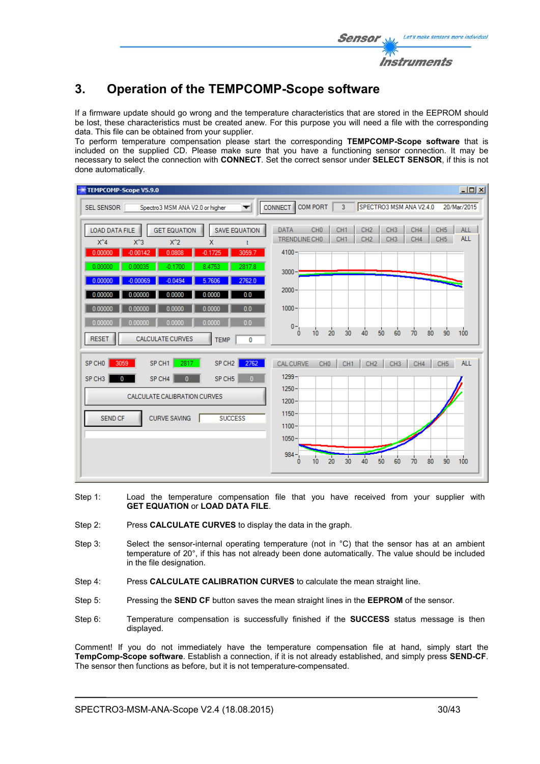## 3. Operation of the TEMPCOMP-Scope software

If a firmware update should go wrong and the temperature characteristics that are stored in the EEPROM should be lost, these characteristics must be created anew. For this purpose you will need a file with the corresponding data. This file can be obtained from your supplier.
To perform temperature compensation please start the corresponding **TEMPCOMP-Scope software** that is included on the supplied CD. Please make sure that you have a functioning sensor connection. It may be necessary to select the connection with **CONNECT**. Set the correct sensor under **SELECT SENSOR**, if this is not done automatically.

Step 1: Load the temperature compensation file that you have received from your supplier with **GET EQUATION** or **LOAD DATA FILE**.

Step 2: Press **CALCULATE CURVES** to display the data in the graph.

Step 3: Select the sensor-internal operating temperature (not in °C) that the sensor has at an ambient temperature of 20°, if this has not already been done automatically. The value should be included in the file designation.

Step 4: Press **CALCULATE CALIBRATION CURVES** to calculate the mean straight line.

Step 5: Pressing the **SEND CF** button saves the mean straight lines in the **EEPROM** of the sensor.

Step 6: Temperature compensation is successfully finished if the **SUCCESS** status message is then displayed.

Comment! If you do not immediately have the temperature compensation file at hand, simply start the **TempComp-Scope software**. Establish a connection, if it is not already established, and simply press **SEND-CF**. The sensor then functions as before, but it is not temperature-compensated.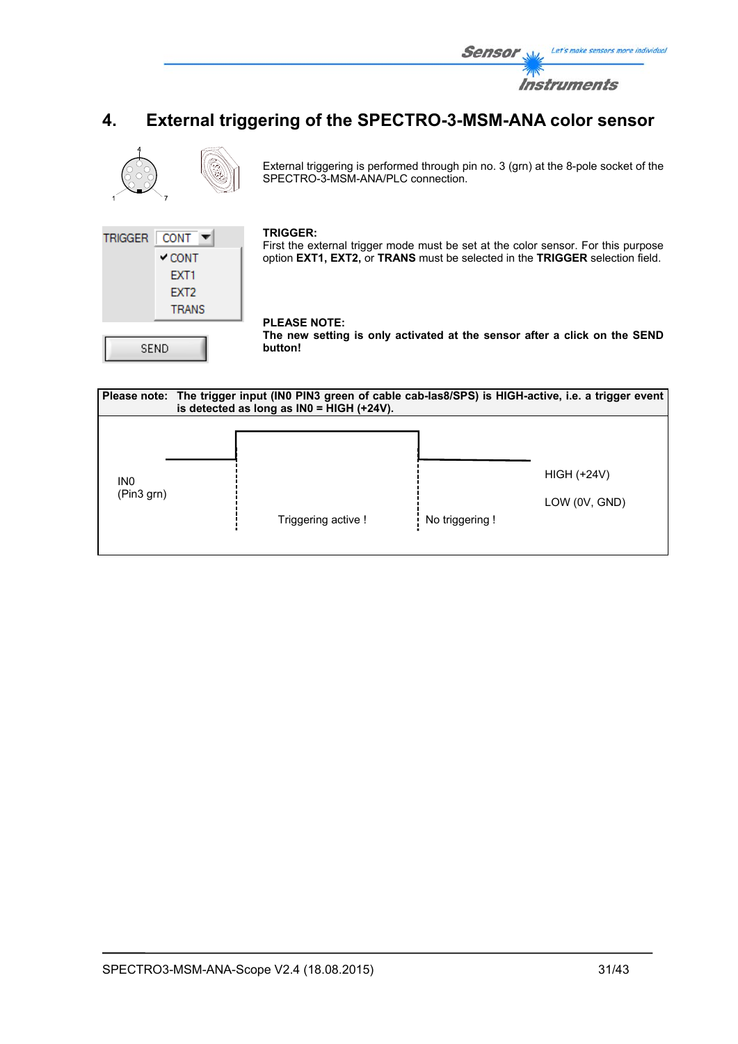# 4. External triggering of the SPECTRO-3-MSM-ANA color sensor

External triggering is performed through pin no. 3 (grn) at the 8-pole socket of the SPECTRO-3-MSM-ANA/PLC connection.

TRIGGER CONT
✔CONT
EXT1
EXT2
TRANS

SEND

**TRIGGER:**
First the external trigger mode must be set at the color sensor. For this purpose option **EXT1, EXT2,** or **TRANS** must be selected in the **TRIGGER** selection field.

**PLEASE NOTE:**
**The new setting is only activated at the sensor after a click on the SEND button!**

**Please note: The trigger input (IN0 PIN3 green of cable cab-las8/SPS) is HIGH-active, i.e. a trigger event is detected as long as IN0 = HIGH (+24V).**

IN0
(Pin3 grn)

Triggering active !

No triggering !

HIGH (+24V)

LOW (0V, GND)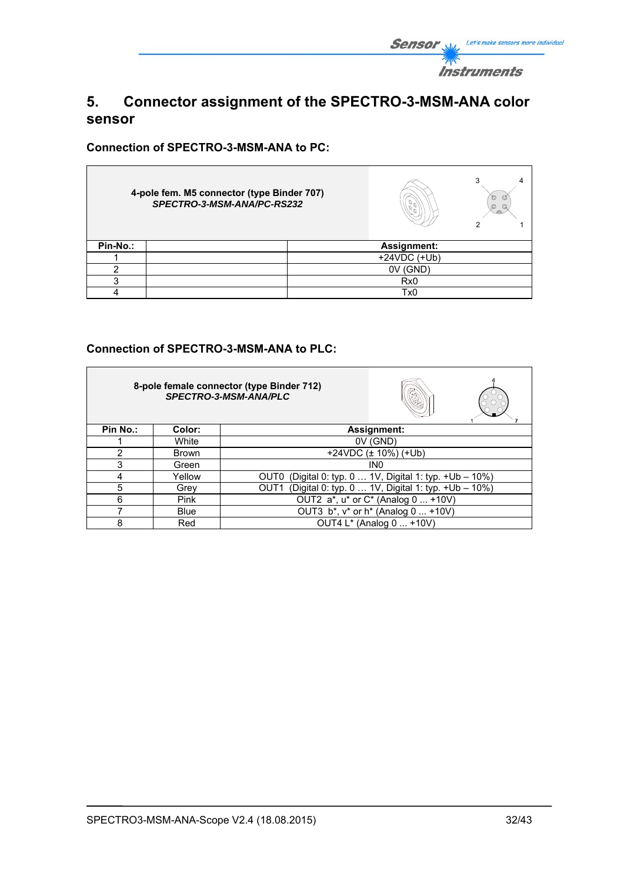# 5. Connector assignment of the SPECTRO-3-MSM-ANA color sensor

### Connection of SPECTRO-3-MSM-ANA to PC:

**4-pole fem. M5 connector (type Binder 707)**
***SPECTRO-3-MSM-ANA/PC-RS232***

| Pin-No.: | | Assignment: |
|---|---|---|
| 1 | | +24VDC (+Ub) |
| 2 | | 0V (GND) |
| 3 | | Rx0 |
| 4 | | Tx0 |

### Connection of SPECTRO-3-MSM-ANA to PLC:

**8-pole female connector (type Binder 712)**
***SPECTRO-3-MSM-ANA/PLC***

| Pin No.: | Color: | Assignment: |
|---|---|---|
| 1 | White | 0V (GND) |
| 2 | Brown | +24VDC (± 10%) (+Ub) |
| 3 | Green | IN0 |
| 4 | Yellow | OUT0 (Digital 0: typ. 0 … 1V, Digital 1: typ. +Ub – 10%) |
| 5 | Grey | OUT1 (Digital 0: typ. 0 … 1V, Digital 1: typ. +Ub – 10%) |
| 6 | Pink | OUT2 a*, u* or C* (Analog 0 ... +10V) |
| 7 | Blue | OUT3 b*, v* or h* (Analog 0 ... +10V) |
| 8 | Red | OUT4 L* (Analog 0 ... +10V) |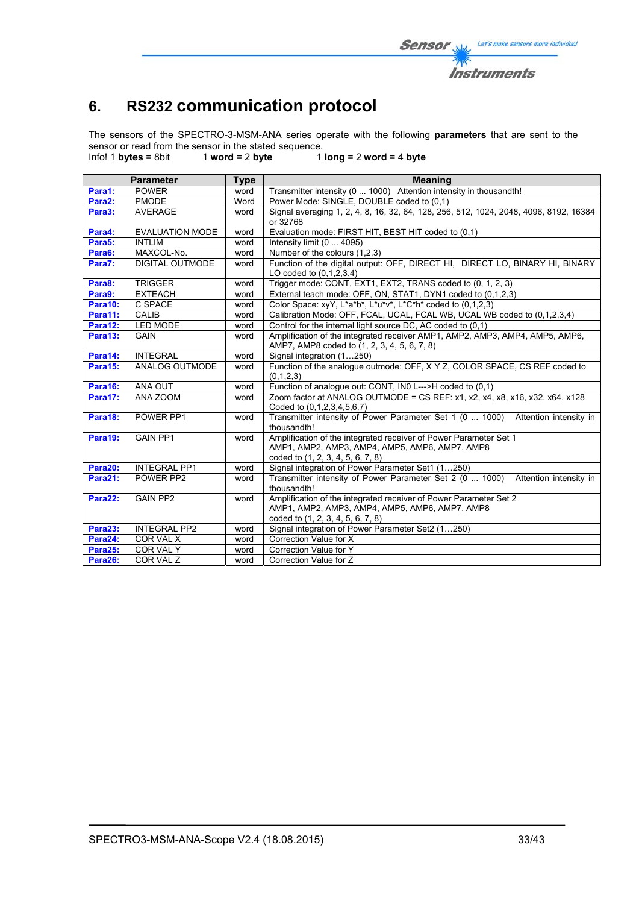# 6. RS232 communication protocol

The sensors of the SPECTRO-3-MSM-ANA series operate with the following **parameters** that are sent to the sensor or read from the sensor in the stated sequence.
Info! 1 **bytes** = 8bit          1 **word** = 2 **byte**          1 **long** = 2 **word** = 4 **byte**

| | Parameter | Type | Meaning |
|---|---|---|---|
| **Para1:** | POWER | word | Transmitter intensity (0 ... 1000)   Attention intensity in thousandth! |
| **Para2:** | PMODE | Word | Power Mode: SINGLE, DOUBLE coded to (0,1) |
| **Para3:** | AVERAGE | word | Signal averaging 1, 2, 4, 8, 16, 32, 64, 128, 256, 512, 1024, 2048, 4096, 8192, 16384 or 32768 |
| **Para4:** | EVALUATION MODE | word | Evaluation mode: FIRST HIT, BEST HIT coded to (0,1) |
| **Para5:** | INTLIM | word | Intensity limit (0 ... 4095) |
| **Para6:** | MAXCOL-No. | word | Number of the colours (1,2,3) |
| **Para7:** | DIGITAL OUTMODE | word | Function of the digital output: OFF, DIRECT HI, DIRECT LO, BINARY HI, BINARY LO coded to (0,1,2,3,4) |
| **Para8:** | TRIGGER | word | Trigger mode: CONT, EXT1, EXT2, TRANS coded to (0, 1, 2, 3) |
| **Para9:** | EXTEACH | word | External teach mode: OFF, ON, STAT1, DYN1 coded to (0,1,2,3) |
| **Para10:** | C SPACE | word | Color Space: xyY, L*a*b*, L*u*v*, L*C*h* coded to (0,1,2,3) |
| **Para11:** | CALIB | word | Calibration Mode: OFF, FCAL, UCAL, FCAL WB, UCAL WB coded to (0,1,2,3,4) |
| **Para12:** | LED MODE | word | Control for the internal light source DC, AC coded to (0,1) |
| **Para13:** | GAIN | word | Amplification of the integrated receiver AMP1, AMP2, AMP3, AMP4, AMP5, AMP6, AMP7, AMP8 coded to (1, 2, 3, 4, 5, 6, 7, 8) |
| **Para14:** | INTEGRAL | word | Signal integration (1…250) |
| **Para15:** | ANALOG OUTMODE | word | Function of the analogue outmode: OFF, X Y Z, COLOR SPACE, CS REF coded to (0,1,2,3) |
| **Para16:** | ANA OUT | word | Function of analogue out: CONT, IN0 L--->H coded to (0,1) |
| **Para17:** | ANA ZOOM | word | Zoom factor at ANALOG OUTMODE = CS REF: x1, x2, x4, x8, x16, x32, x64, x128 Coded to (0,1,2,3,4,5,6,7) |
| **Para18:** | POWER PP1 | word | Transmitter intensity of Power Parameter Set 1 (0 ... 1000)   Attention intensity in thousandth! |
| **Para19:** | GAIN PP1 | word | Amplification of the integrated receiver of Power Parameter Set 1 AMP1, AMP2, AMP3, AMP4, AMP5, AMP6, AMP7, AMP8 coded to (1, 2, 3, 4, 5, 6, 7, 8) |
| **Para20:** | INTEGRAL PP1 | word | Signal integration of Power Parameter Set1 (1…250) |
| **Para21:** | POWER PP2 | word | Transmitter intensity of Power Parameter Set 2 (0 ... 1000)   Attention intensity in thousandth! |
| **Para22:** | GAIN PP2 | word | Amplification of the integrated receiver of Power Parameter Set 2 AMP1, AMP2, AMP3, AMP4, AMP5, AMP6, AMP7, AMP8 coded to (1, 2, 3, 4, 5, 6, 7, 8) |
| **Para23:** | INTEGRAL PP2 | word | Signal integration of Power Parameter Set2 (1…250) |
| **Para24:** | COR VAL X | word | Correction Value for X |
| **Para25:** | COR VAL Y | word | Correction Value for Y |
| **Para26:** | COR VAL Z | word | Correction Value for Z |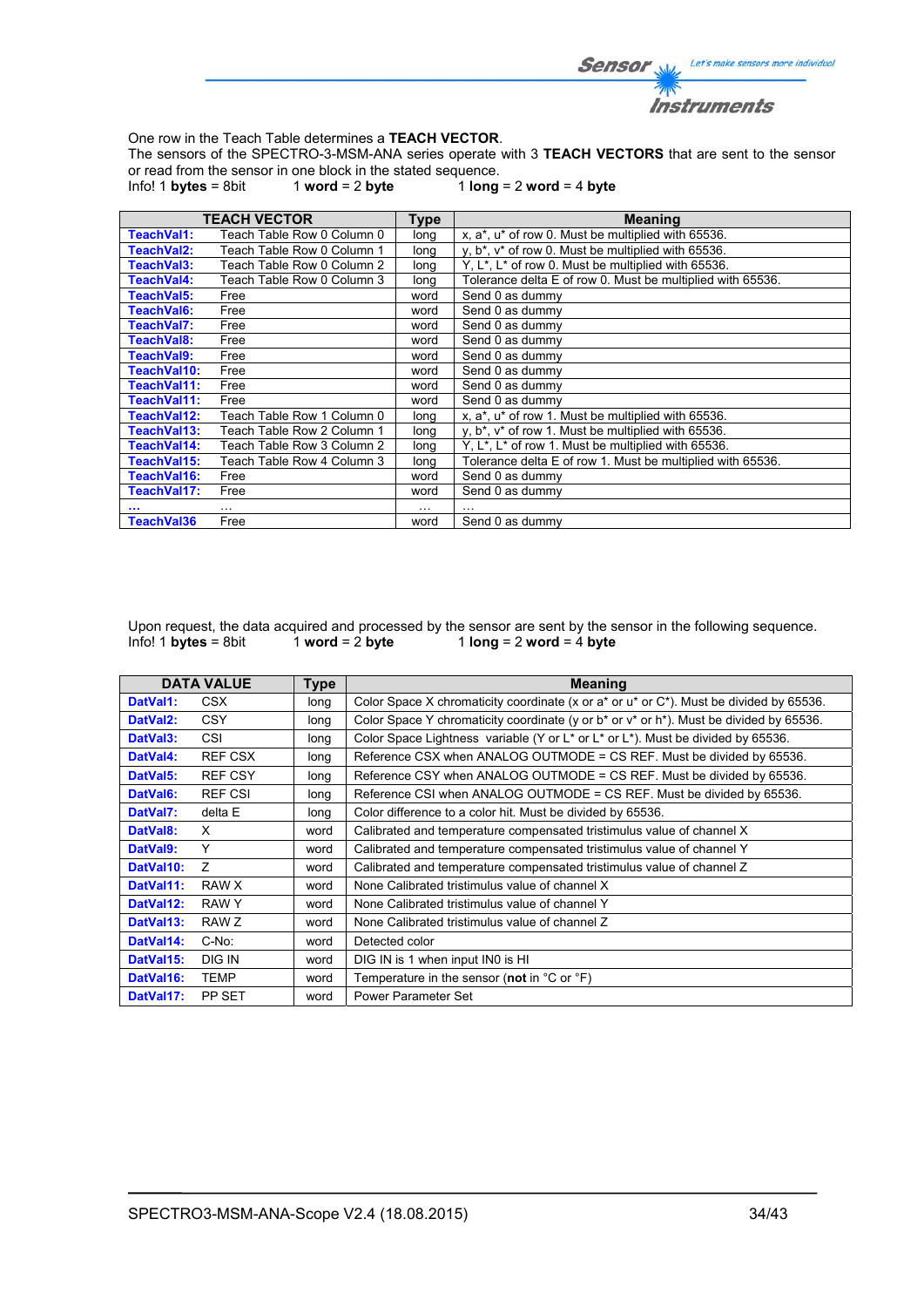One row in the Teach Table determines a **TEACH VECTOR**.
The sensors of the SPECTRO-3-MSM-ANA series operate with 3 **TEACH VECTORS** that are sent to the sensor or read from the sensor in one block in the stated sequence.
Info! 1 **bytes** = 8bit     1 **word** = 2 **byte**     1 **long** = 2 **word** = 4 **byte**

| TEACH VECTOR | | Type | Meaning |
|---|---|---|---|
| **TeachVal1:** | Teach Table Row 0 Column 0 | long | x, a*, u* of row 0. Must be multiplied with 65536. |
| **TeachVal2:** | Teach Table Row 0 Column 1 | long | y, b*, v* of row 0. Must be multiplied with 65536. |
| **TeachVal3:** | Teach Table Row 0 Column 2 | long | Y, L*, L* of row 0. Must be multiplied with 65536. |
| **TeachVal4:** | Teach Table Row 0 Column 3 | long | Tolerance delta E of row 0. Must be multiplied with 65536. |
| **TeachVal5:** | Free | word | Send 0 as dummy |
| **TeachVal6:** | Free | word | Send 0 as dummy |
| **TeachVal7:** | Free | word | Send 0 as dummy |
| **TeachVal8:** | Free | word | Send 0 as dummy |
| **TeachVal9:** | Free | word | Send 0 as dummy |
| **TeachVal10:** | Free | word | Send 0 as dummy |
| **TeachVal11:** | Free | word | Send 0 as dummy |
| **TeachVal11:** | Free | word | Send 0 as dummy |
| **TeachVal12:** | Teach Table Row 1 Column 0 | long | x, a*, u* of row 1. Must be multiplied with 65536. |
| **TeachVal13:** | Teach Table Row 2 Column 1 | long | y, b*, v* of row 1. Must be multiplied with 65536. |
| **TeachVal14:** | Teach Table Row 3 Column 2 | long | Y, L*, L* of row 1. Must be multiplied with 65536. |
| **TeachVal15:** | Teach Table Row 4 Column 3 | long | Tolerance delta E of row 1. Must be multiplied with 65536. |
| **TeachVal16:** | Free | word | Send 0 as dummy |
| **TeachVal17:** | Free | word | Send 0 as dummy |
| **...** | ... | ... | ... |
| **TeachVal36** | Free | word | Send 0 as dummy |

Upon request, the data acquired and processed by the sensor are sent by the sensor in the following sequence.
Info! 1 **bytes** = 8bit     1 **word** = 2 **byte**     1 **long** = 2 **word** = 4 **byte**

| DATA VALUE | | Type | Meaning |
|---|---|---|---|
| **DatVal1:** | CSX | long | Color Space X chromaticity coordinate (x or a* or u* or C*). Must be divided by 65536. |
| **DatVal2:** | CSY | long | Color Space Y chromaticity coordinate (y or b* or v* or h*). Must be divided by 65536. |
| **DatVal3:** | CSI | long | Color Space Lightness variable (Y or L* or L* or L*). Must be divided by 65536. |
| **DatVal4:** | REF CSX | long | Reference CSX when ANALOG OUTMODE = CS REF. Must be divided by 65536. |
| **DatVal5:** | REF CSY | long | Reference CSY when ANALOG OUTMODE = CS REF. Must be divided by 65536. |
| **DatVal6:** | REF CSI | long | Reference CSI when ANALOG OUTMODE = CS REF. Must be divided by 65536. |
| **DatVal7:** | delta E | long | Color difference to a color hit. Must be divided by 65536. |
| **DatVal8:** | X | word | Calibrated and temperature compensated tristimulus value of channel X |
| **DatVal9:** | Y | word | Calibrated and temperature compensated tristimulus value of channel Y |
| **DatVal10:** | Z | word | Calibrated and temperature compensated tristimulus value of channel Z |
| **DatVal11:** | RAW X | word | None Calibrated tristimulus value of channel X |
| **DatVal12:** | RAW Y | word | None Calibrated tristimulus value of channel Y |
| **DatVal13:** | RAW Z | word | None Calibrated tristimulus value of channel Z |
| **DatVal14:** | C-No: | word | Detected color |
| **DatVal15:** | DIG IN | word | DIG IN is 1 when input IN0 is HI |
| **DatVal16:** | TEMP | word | Temperature in the sensor (**not** in °C or °F) |
| **DatVal17:** | PP SET | word | Power Parameter Set |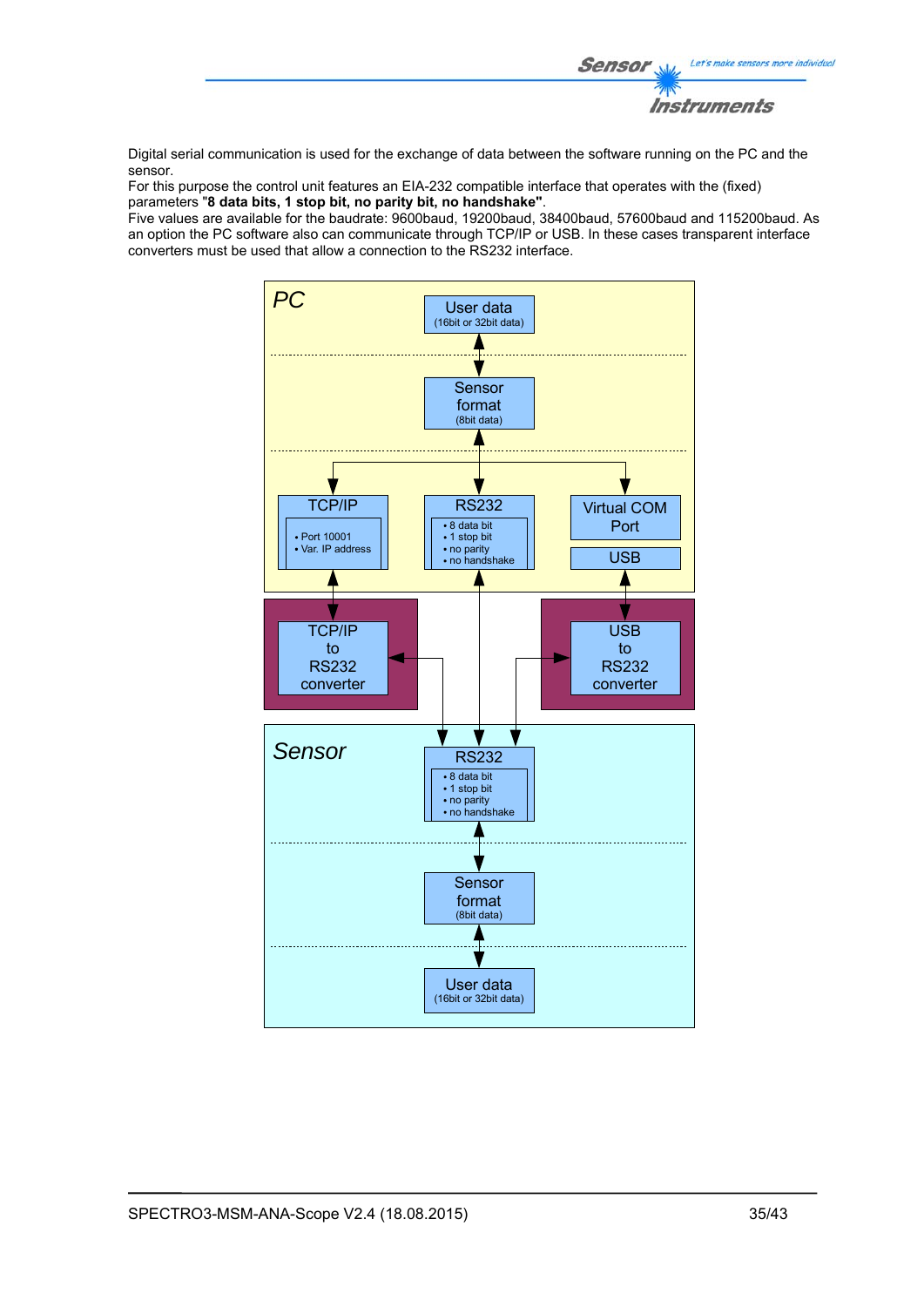Digital serial communication is used for the exchange of data between the software running on the PC and the sensor.
For this purpose the control unit features an EIA-232 compatible interface that operates with the (fixed) parameters "**8 data bits, 1 stop bit, no parity bit, no handshake"**.
Five values are available for the baudrate: 9600baud, 19200baud, 38400baud, 57600baud and 115200baud. As an option the PC software also can communicate through TCP/IP or USB. In these cases transparent interface converters must be used that allow a connection to the RS232 interface.

PC

User data
(16bit or 32bit data)

Sensor format
(8bit data)

TCP/IP
- Port 10001
- Var. IP address

RS232
- 8 data bit
- 1 stop bit
- no parity
- no handshake

Virtual COM Port

USB

TCP/IP to RS232 converter

USB to RS232 converter

Sensor

RS232
- 8 data bit
- 1 stop bit
- no parity
- no handshake

Sensor format
(8bit data)

User data
(16bit or 32bit data)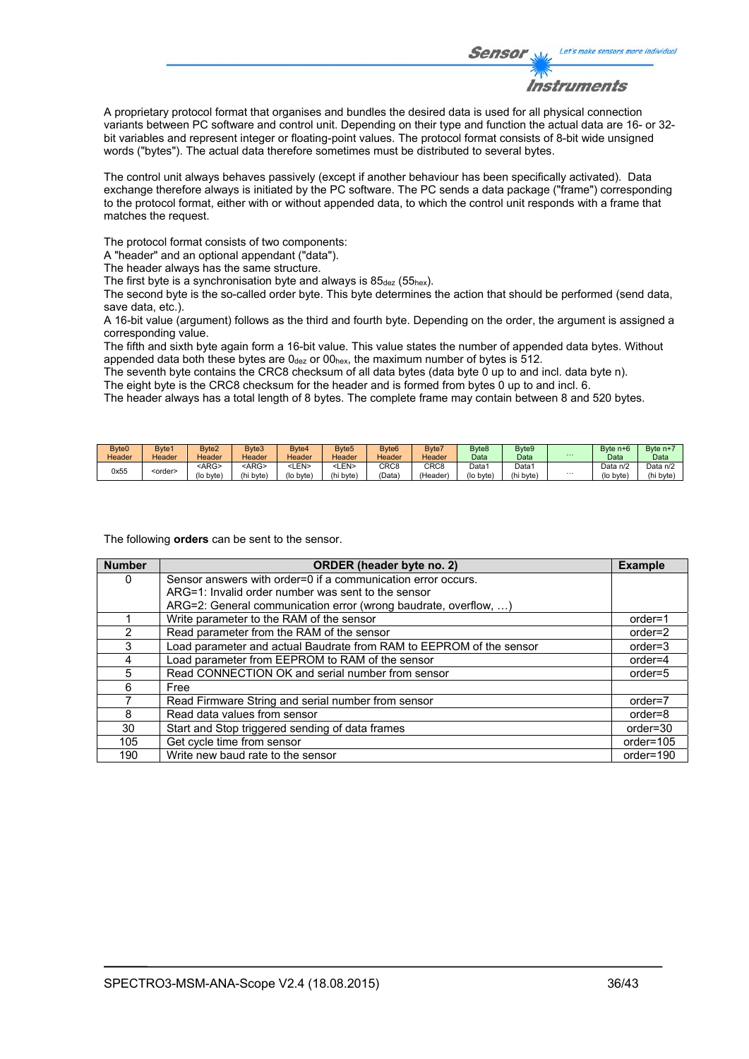A proprietary protocol format that organises and bundles the desired data is used for all physical connection variants between PC software and control unit. Depending on their type and function the actual data are 16- or 32-bit variables and represent integer or floating-point values. The protocol format consists of 8-bit wide unsigned words ("bytes"). The actual data therefore sometimes must be distributed to several bytes.

The control unit always behaves passively (except if another behaviour has been specifically activated). Data exchange therefore always is initiated by the PC software. The PC sends a data package ("frame") corresponding to the protocol format, either with or without appended data, to which the control unit responds with a frame that matches the request.

The protocol format consists of two components:
A "header" and an optional appendant ("data").
The header always has the same structure.
The first byte is a synchronisation byte and always is $85_{dez}$ ($55_{hex}$).
The second byte is the so-called order byte. This byte determines the action that should be performed (send data, save data, etc.).
A 16-bit value (argument) follows as the third and fourth byte. Depending on the order, the argument is assigned a corresponding value.
The fifth and sixth byte again form a 16-bit value. This value states the number of appended data bytes. Without appended data both these bytes are $0_{dez}$ or $00_{hex}$, the maximum number of bytes is 512.
The seventh byte contains the CRC8 checksum of all data bytes (data byte 0 up to and incl. data byte n).
The eight byte is the CRC8 checksum for the header and is formed from bytes 0 up to and incl. 6.
The header always has a total length of 8 bytes. The complete frame may contain between 8 and 520 bytes.

| Byte0 Header | Byte1 Header | Byte2 Header | Byte3 Header | Byte4 Header | Byte5 Header | Byte6 Header | Byte7 Header | Byte8 Data | Byte9 Data | ... | Byte n+6 Data | Byte n+7 Data |
|---|---|---|---|---|---|---|---|---|---|---|---|---|
| 0x55 | <order> | <ARG> (lo byte) | <ARG> (hi byte) | <LEN> (lo byte) | <LEN> (hi byte) | CRC8 (Data) | CRC8 (Header) | Data1 (lo byte) | Data1 (hi byte) | ... | Data n/2 (lo byte) | Data n/2 (hi byte) |

The following **orders** can be sent to the sensor.

| Number | ORDER (header byte no. 2) | Example |
|---|---|---|
| 0 | Sensor answers with order=0 if a communication error occurs.<br>ARG=1: Invalid order number was sent to the sensor<br>ARG=2: General communication error (wrong baudrate, overflow, …) | |
| 1 | Write parameter to the RAM of the sensor | order=1 |
| 2 | Read parameter from the RAM of the sensor | order=2 |
| 3 | Load parameter and actual Baudrate from RAM to EEPROM of the sensor | order=3 |
| 4 | Load parameter from EEPROM to RAM of the sensor | order=4 |
| 5 | Read CONNECTION OK and serial number from sensor | order=5 |
| 6 | Free | |
| 7 | Read Firmware String and serial number from sensor | order=7 |
| 8 | Read data values from sensor | order=8 |
| 30 | Start and Stop triggered sending of data frames | order=30 |
| 105 | Get cycle time from sensor | order=105 |
| 190 | Write new baud rate to the sensor | order=190 |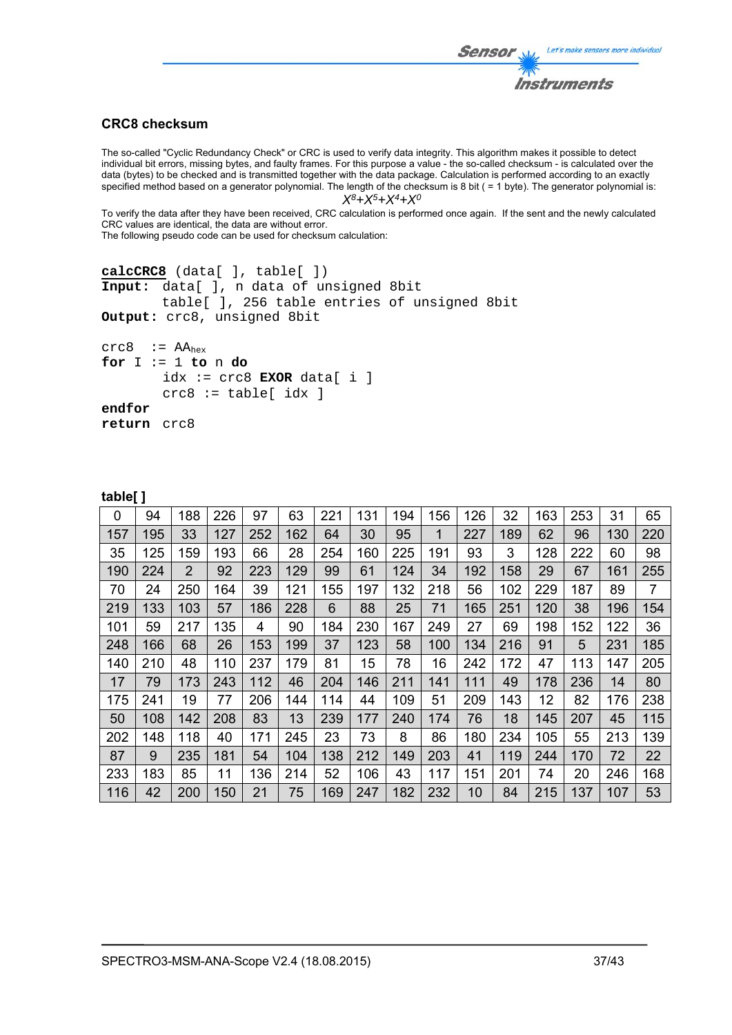## CRC8 checksum

The so-called "Cyclic Redundancy Check" or CRC is used to verify data integrity. This algorithm makes it possible to detect individual bit errors, missing bytes, and faulty frames. For this purpose a value - the so-called checksum - is calculated over the data (bytes) to be checked and is transmitted together with the data package. Calculation is performed according to an exactly specified method based on a generator polynomial. The length of the checksum is 8 bit ( = 1 byte). The generator polynomial is:

$$X^8+X^5+X^4+X^0$$

To verify the data after they have been received, CRC calculation is performed once again. If the sent and the newly calculated CRC values are identical, the data are without error.
The following pseudo code can be used for checksum calculation:

```
calcCRC8 (data[ ], table[ ])
Input:  data[ ], n data of unsigned 8bit
        table[ ], 256 table entries of unsigned 8bit
Output: crc8, unsigned 8bit

crc8  := AAhex
for I := 1 to n do
        idx := crc8 EXOR data[ i ]
        crc8 := table[ idx ]
endfor
return  crc8
```

**table[ ]**

| | | | | | | | | | | | | | | | |
|---|---|---|---|---|---|---|---|---|---|---|---|---|---|---|---|
| 0 | 94 | 188 | 226 | 97 | 63 | 221 | 131 | 194 | 156 | 126 | 32 | 163 | 253 | 31 | 65 |
| 157 | 195 | 33 | 127 | 252 | 162 | 64 | 30 | 95 | 1 | 227 | 189 | 62 | 96 | 130 | 220 |
| 35 | 125 | 159 | 193 | 66 | 28 | 254 | 160 | 225 | 191 | 93 | 3 | 128 | 222 | 60 | 98 |
| 190 | 224 | 2 | 92 | 223 | 129 | 99 | 61 | 124 | 34 | 192 | 158 | 29 | 67 | 161 | 255 |
| 70 | 24 | 250 | 164 | 39 | 121 | 155 | 197 | 132 | 218 | 56 | 102 | 229 | 187 | 89 | 7 |
| 219 | 133 | 103 | 57 | 186 | 228 | 6 | 88 | 25 | 71 | 165 | 251 | 120 | 38 | 196 | 154 |
| 101 | 59 | 217 | 135 | 4 | 90 | 184 | 230 | 167 | 249 | 27 | 69 | 198 | 152 | 122 | 36 |
| 248 | 166 | 68 | 26 | 153 | 199 | 37 | 123 | 58 | 100 | 134 | 216 | 91 | 5 | 231 | 185 |
| 140 | 210 | 48 | 110 | 237 | 179 | 81 | 15 | 78 | 16 | 242 | 172 | 47 | 113 | 147 | 205 |
| 17 | 79 | 173 | 243 | 112 | 46 | 204 | 146 | 211 | 141 | 111 | 49 | 178 | 236 | 14 | 80 |
| 175 | 241 | 19 | 77 | 206 | 144 | 114 | 44 | 109 | 51 | 209 | 143 | 12 | 82 | 176 | 238 |
| 50 | 108 | 142 | 208 | 83 | 13 | 239 | 177 | 240 | 174 | 76 | 18 | 145 | 207 | 45 | 115 |
| 202 | 148 | 118 | 40 | 171 | 245 | 23 | 73 | 8 | 86 | 180 | 234 | 105 | 55 | 213 | 139 |
| 87 | 9 | 235 | 181 | 54 | 104 | 138 | 212 | 149 | 203 | 41 | 119 | 244 | 170 | 72 | 22 |
| 233 | 183 | 85 | 11 | 136 | 214 | 52 | 106 | 43 | 117 | 151 | 201 | 74 | 20 | 246 | 168 |
| 116 | 42 | 200 | 150 | 21 | 75 | 169 | 247 | 182 | 232 | 10 | 84 | 215 | 137 | 107 | 53 |

SPECTRO3-MSM-ANA-Scope V2.4 (18.08.2015)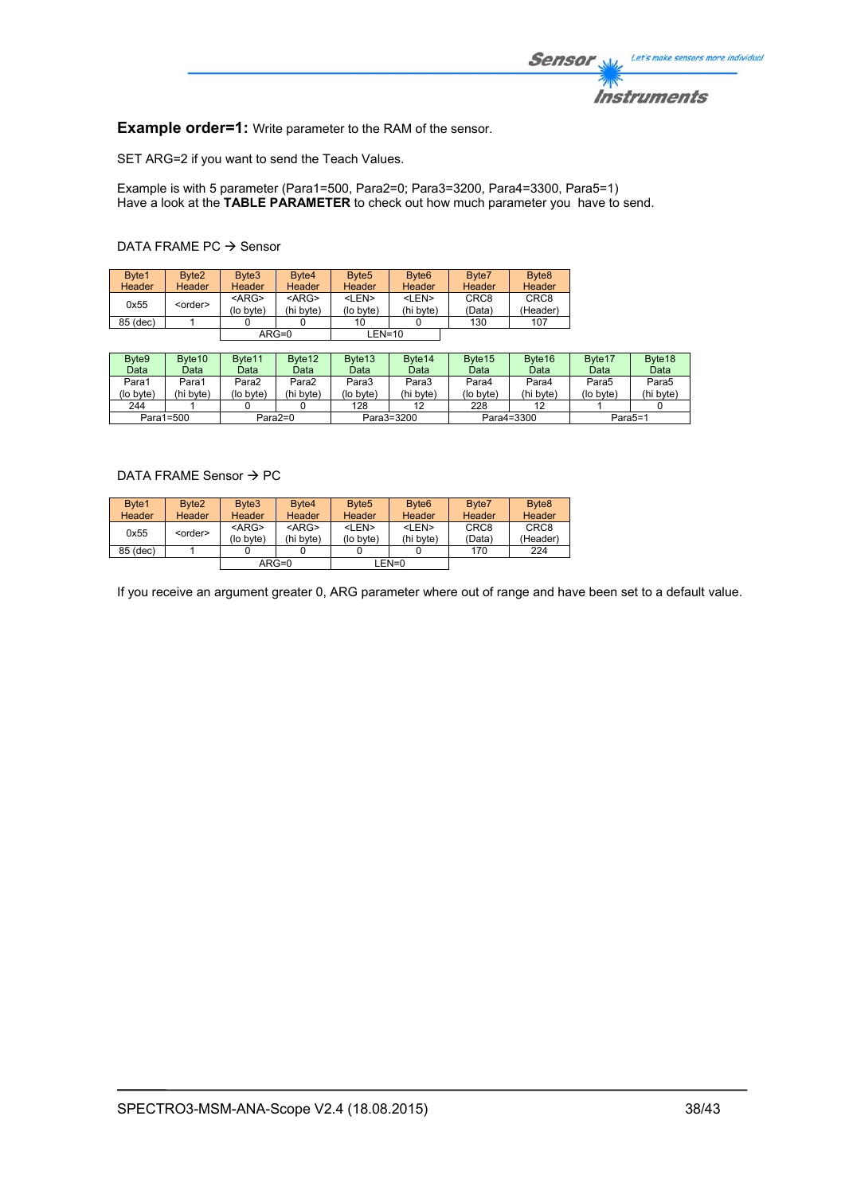**Example order=1:** Write parameter to the RAM of the sensor.

SET ARG=2 if you want to send the Teach Values.

Example is with 5 parameter (Para1=500, Para2=0; Para3=3200, Para4=3300, Para5=1)
Have a look at the **TABLE PARAMETER** to check out how much parameter you have to send.

DATA FRAME PC → Sensor

| Byte1 Header | Byte2 Header | Byte3 Header | Byte4 Header | Byte5 Header | Byte6 Header | Byte7 Header | Byte8 Header |
|---|---|---|---|---|---|---|---|
| 0x55 | <order> | <ARG> (lo byte) | <ARG> (hi byte) | <LEN> (lo byte) | <LEN> (hi byte) | CRC8 (Data) | CRC8 (Header) |
| 85 (dec) | 1 | 0 | 0 | 10 | 0 | 130 | 107 |
| | | ARG=0 | | LEN=10 | | | |

| Byte9 Data | Byte10 Data | Byte11 Data | Byte12 Data | Byte13 Data | Byte14 Data | Byte15 Data | Byte16 Data | Byte17 Data | Byte18 Data |
|---|---|---|---|---|---|---|---|---|---|
| Para1 (lo byte) | Para1 (hi byte) | Para2 (lo byte) | Para2 (hi byte) | Para3 (lo byte) | Para3 (hi byte) | Para4 (lo byte) | Para4 (hi byte) | Para5 (lo byte) | Para5 (hi byte) |
| 244 | 1 | 0 | 0 | 128 | 12 | 228 | 12 | 1 | 0 |
| Para1=500 | | Para2=0 | | Para3=3200 | | Para4=3300 | | Para5=1 | |

DATA FRAME Sensor → PC

| Byte1 Header | Byte2 Header | Byte3 Header | Byte4 Header | Byte5 Header | Byte6 Header | Byte7 Header | Byte8 Header |
|---|---|---|---|---|---|---|---|
| 0x55 | <order> | <ARG> (lo byte) | <ARG> (hi byte) | <LEN> (lo byte) | <LEN> (hi byte) | CRC8 (Data) | CRC8 (Header) |
| 85 (dec) | 1 | 0 | 0 | 0 | 0 | 170 | 224 |
| | | ARG=0 | | LEN=0 | | | |

If you receive an argument greater 0, ARG parameter where out of range and have been set to a default value.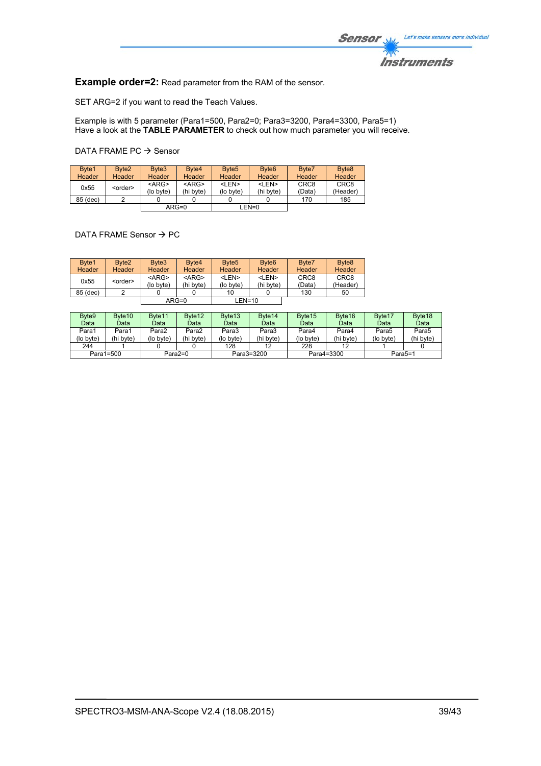**Example order=2:** Read parameter from the RAM of the sensor.

SET ARG=2 if you want to read the Teach Values.

Example is with 5 parameter (Para1=500, Para2=0; Para3=3200, Para4=3300, Para5=1)
Have a look at the **TABLE PARAMETER** to check out how much parameter you will receive.

DATA FRAME PC → Sensor

| Byte1 Header | Byte2 Header | Byte3 Header | Byte4 Header | Byte5 Header | Byte6 Header | Byte7 Header | Byte8 Header |
|---|---|---|---|---|---|---|---|
| 0x55 | <order> | <ARG> (lo byte) | <ARG> (hi byte) | <LEN> (lo byte) | <LEN> (hi byte) | CRC8 (Data) | CRC8 (Header) |
| 85 (dec) | 2 | 0 | 0 | 0 | 0 | 170 | 185 |
| | | ARG=0 | | LEN=0 | | | |

DATA FRAME Sensor → PC

| Byte1 Header | Byte2 Header | Byte3 Header | Byte4 Header | Byte5 Header | Byte6 Header | Byte7 Header | Byte8 Header |
|---|---|---|---|---|---|---|---|
| 0x55 | <order> | <ARG> (lo byte) | <ARG> (hi byte) | <LEN> (lo byte) | <LEN> (hi byte) | CRC8 (Data) | CRC8 (Header) |
| 85 (dec) | 2 | 0 | 0 | 10 | 0 | 130 | 50 |
| | | ARG=0 | | LEN=10 | | | |

| Byte9 Data | Byte10 Data | Byte11 Data | Byte12 Data | Byte13 Data | Byte14 Data | Byte15 Data | Byte16 Data | Byte17 Data | Byte18 Data |
|---|---|---|---|---|---|---|---|---|---|
| Para1 (lo byte) | Para1 (hi byte) | Para2 (lo byte) | Para2 (hi byte) | Para3 (lo byte) | Para3 (hi byte) | Para4 (lo byte) | Para4 (hi byte) | Para5 (lo byte) | Para5 (hi byte) |
| 244 | 1 | 0 | 0 | 128 | 12 | 228 | 12 | 1 | 0 |
| Para1=500 | | Para2=0 | | Para3=3200 | | Para4=3300 | | Para5=1 | |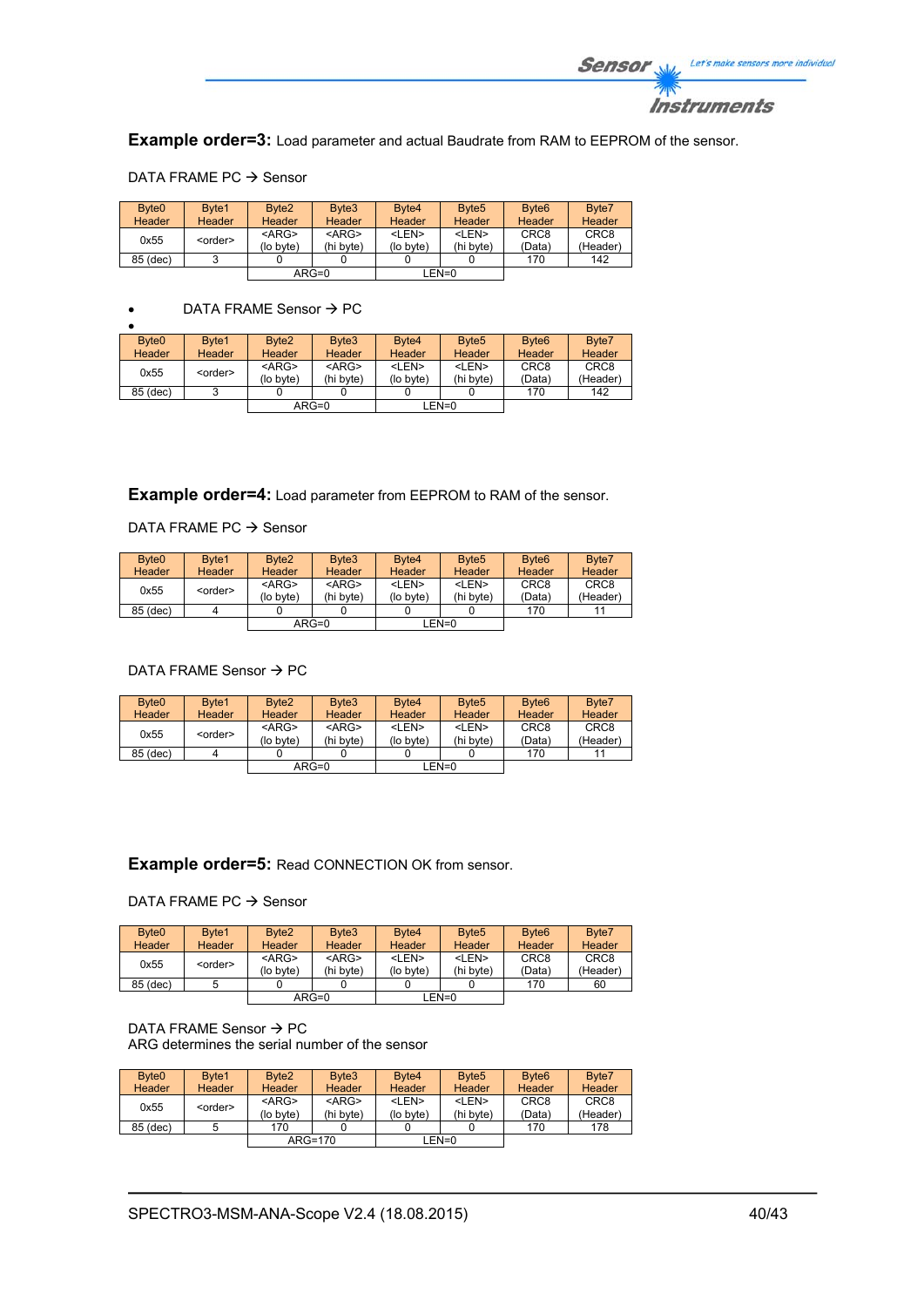**Example order=3:** Load parameter and actual Baudrate from RAM to EEPROM of the sensor.

DATA FRAME PC → Sensor

| Byte0 Header | Byte1 Header | Byte2 Header | Byte3 Header | Byte4 Header | Byte5 Header | Byte6 Header | Byte7 Header |
|---|---|---|---|---|---|---|---|
| 0x55 | <order> | <ARG> (lo byte) | <ARG> (hi byte) | <LEN> (lo byte) | <LEN> (hi byte) | CRC8 (Data) | CRC8 (Header) |
| 85 (dec) | 3 | 0 | 0 | 0 | 0 | 170 | 142 |
| | | ARG=0 | | LEN=0 | | | |

- DATA FRAME Sensor → PC
-

| Byte0 Header | Byte1 Header | Byte2 Header | Byte3 Header | Byte4 Header | Byte5 Header | Byte6 Header | Byte7 Header |
|---|---|---|---|---|---|---|---|
| 0x55 | <order> | <ARG> (lo byte) | <ARG> (hi byte) | <LEN> (lo byte) | <LEN> (hi byte) | CRC8 (Data) | CRC8 (Header) |
| 85 (dec) | 3 | 0 | 0 | 0 | 0 | 170 | 142 |
| | | ARG=0 | | LEN=0 | | | |

**Example order=4:** Load parameter from EEPROM to RAM of the sensor.

DATA FRAME PC → Sensor

| Byte0 Header | Byte1 Header | Byte2 Header | Byte3 Header | Byte4 Header | Byte5 Header | Byte6 Header | Byte7 Header |
|---|---|---|---|---|---|---|---|
| 0x55 | <order> | <ARG> (lo byte) | <ARG> (hi byte) | <LEN> (lo byte) | <LEN> (hi byte) | CRC8 (Data) | CRC8 (Header) |
| 85 (dec) | 4 | 0 | 0 | 0 | 0 | 170 | 11 |
| | | ARG=0 | | LEN=0 | | | |

DATA FRAME Sensor → PC

| Byte0 Header | Byte1 Header | Byte2 Header | Byte3 Header | Byte4 Header | Byte5 Header | Byte6 Header | Byte7 Header |
|---|---|---|---|---|---|---|---|
| 0x55 | <order> | <ARG> (lo byte) | <ARG> (hi byte) | <LEN> (lo byte) | <LEN> (hi byte) | CRC8 (Data) | CRC8 (Header) |
| 85 (dec) | 4 | 0 | 0 | 0 | 0 | 170 | 11 |
| | | ARG=0 | | LEN=0 | | | |

**Example order=5:** Read CONNECTION OK from sensor.

DATA FRAME PC → Sensor

| Byte0 Header | Byte1 Header | Byte2 Header | Byte3 Header | Byte4 Header | Byte5 Header | Byte6 Header | Byte7 Header |
|---|---|---|---|---|---|---|---|
| 0x55 | <order> | <ARG> (lo byte) | <ARG> (hi byte) | <LEN> (lo byte) | <LEN> (hi byte) | CRC8 (Data) | CRC8 (Header) |
| 85 (dec) | 5 | 0 | 0 | 0 | 0 | 170 | 60 |
| | | ARG=0 | | LEN=0 | | | |

DATA FRAME Sensor → PC
ARG determines the serial number of the sensor

| Byte0 Header | Byte1 Header | Byte2 Header | Byte3 Header | Byte4 Header | Byte5 Header | Byte6 Header | Byte7 Header |
|---|---|---|---|---|---|---|---|
| 0x55 | <order> | <ARG> (lo byte) | <ARG> (hi byte) | <LEN> (lo byte) | <LEN> (hi byte) | CRC8 (Data) | CRC8 (Header) |
| 85 (dec) | 5 | 170 | 0 | 0 | 0 | 170 | 178 |
| | | ARG=170 | | LEN=0 | | | |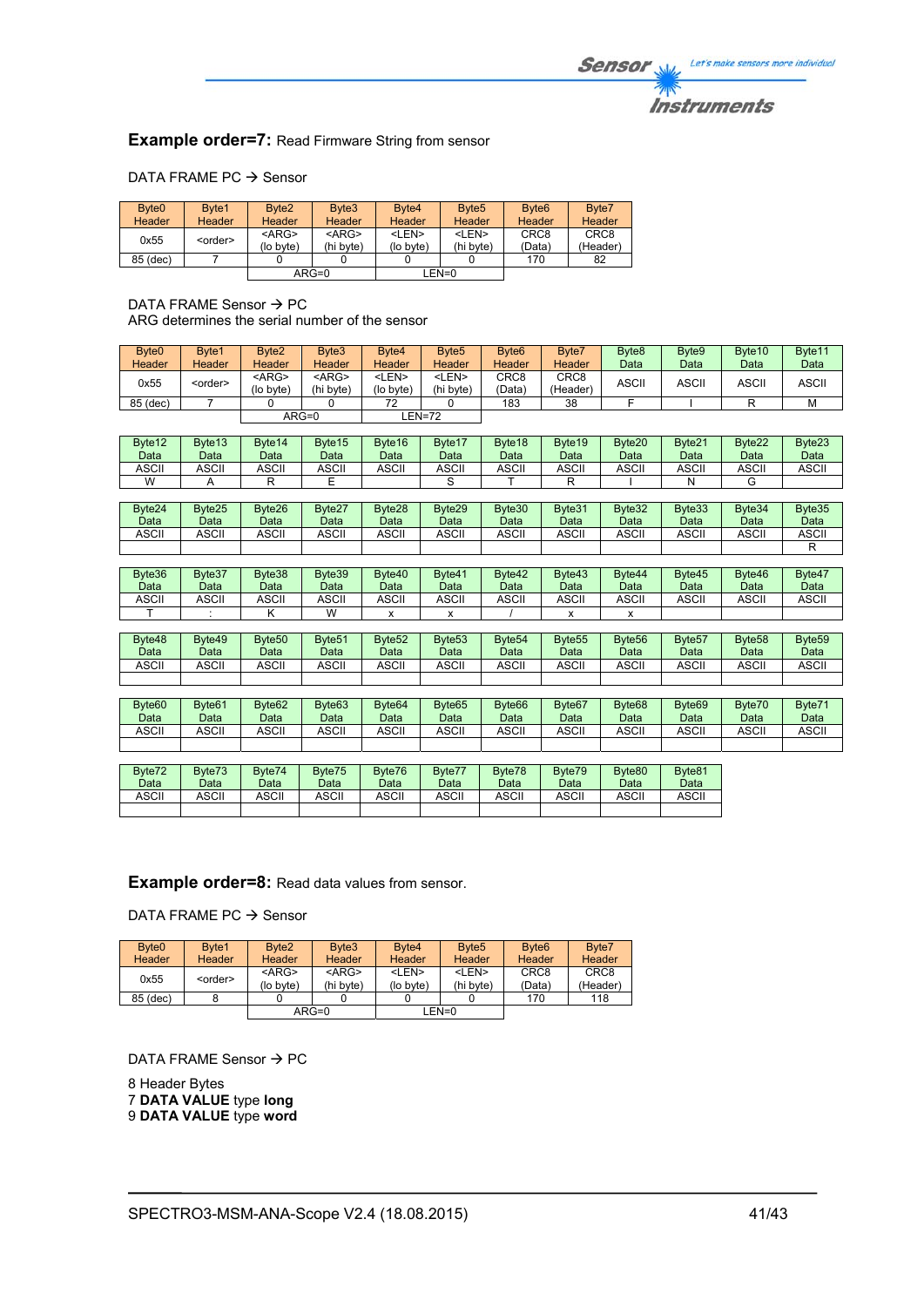**Example order=7:** Read Firmware String from sensor

DATA FRAME PC → Sensor

| Byte0 Header | Byte1 Header | Byte2 Header | Byte3 Header | Byte4 Header | Byte5 Header | Byte6 Header | Byte7 Header |
|---|---|---|---|---|---|---|---|
| 0x55 | <order> | <ARG> (lo byte) | <ARG> (hi byte) | <LEN> (lo byte) | <LEN> (hi byte) | CRC8 (Data) | CRC8 (Header) |
| 85 (dec) | 7 | 0 | 0 | 0 | 0 | 170 | 82 |
| | | ARG=0 | | LEN=0 | | | |

DATA FRAME Sensor → PC
ARG determines the serial number of the sensor

| Byte0 Header | Byte1 Header | Byte2 Header | Byte3 Header | Byte4 Header | Byte5 Header | Byte6 Header | Byte7 Header | Byte8 Data | Byte9 Data | Byte10 Data | Byte11 Data |
|---|---|---|---|---|---|---|---|---|---|---|---|
| 0x55 | <order> | <ARG> (lo byte) | <ARG> (hi byte) | <LEN> (lo byte) | <LEN> (hi byte) | CRC8 (Data) | CRC8 (Header) | ASCII | ASCII | ASCII | ASCII |
| 85 (dec) | 7 | 0 | 0 | 72 | 0 | 183 | 38 | F | I | R | M |
| | | ARG=0 | | LEN=72 | | | | | | | |

| Byte12 Data | Byte13 Data | Byte14 Data | Byte15 Data | Byte16 Data | Byte17 Data | Byte18 Data | Byte19 Data | Byte20 Data | Byte21 Data | Byte22 Data | Byte23 Data |
|---|---|---|---|---|---|---|---|---|---|---|---|
| ASCII | ASCII | ASCII | ASCII | ASCII | ASCII | ASCII | ASCII | ASCII | ASCII | ASCII | ASCII |
| W | A | R | E | | S | T | R | I | N | G | |

| Byte24 Data | Byte25 Data | Byte26 Data | Byte27 Data | Byte28 Data | Byte29 Data | Byte30 Data | Byte31 Data | Byte32 Data | Byte33 Data | Byte34 Data | Byte35 Data |
|---|---|---|---|---|---|---|---|---|---|---|---|
| ASCII | ASCII | ASCII | ASCII | ASCII | ASCII | ASCII | ASCII | ASCII | ASCII | ASCII | ASCII |
| | | | | | | | | | | | R |

| Byte36 Data | Byte37 Data | Byte38 Data | Byte39 Data | Byte40 Data | Byte41 Data | Byte42 Data | Byte43 Data | Byte44 Data | Byte45 Data | Byte46 Data | Byte47 Data |
|---|---|---|---|---|---|---|---|---|---|---|---|
| ASCII | ASCII | ASCII | ASCII | ASCII | ASCII | ASCII | ASCII | ASCII | ASCII | ASCII | ASCII |
| T | : | K | W | x | x | / | x | x | | | |

| Byte48 Data | Byte49 Data | Byte50 Data | Byte51 Data | Byte52 Data | Byte53 Data | Byte54 Data | Byte55 Data | Byte56 Data | Byte57 Data | Byte58 Data | Byte59 Data |
|---|---|---|---|---|---|---|---|---|---|---|---|
| ASCII | ASCII | ASCII | ASCII | ASCII | ASCII | ASCII | ASCII | ASCII | ASCII | ASCII | ASCII |
| | | | | | | | | | | | |

| Byte60 Data | Byte61 Data | Byte62 Data | Byte63 Data | Byte64 Data | Byte65 Data | Byte66 Data | Byte67 Data | Byte68 Data | Byte69 Data | Byte70 Data | Byte71 Data |
|---|---|---|---|---|---|---|---|---|---|---|---|
| ASCII | ASCII | ASCII | ASCII | ASCII | ASCII | ASCII | ASCII | ASCII | ASCII | ASCII | ASCII |
| | | | | | | | | | | | |

| Byte72 Data | Byte73 Data | Byte74 Data | Byte75 Data | Byte76 Data | Byte77 Data | Byte78 Data | Byte79 Data | Byte80 Data | Byte81 Data |
|---|---|---|---|---|---|---|---|---|---|
| ASCII | ASCII | ASCII | ASCII | ASCII | ASCII | ASCII | ASCII | ASCII | ASCII |
| | | | | | | | | | |

**Example order=8:** Read data values from sensor.

DATA FRAME PC → Sensor

| Byte0 Header | Byte1 Header | Byte2 Header | Byte3 Header | Byte4 Header | Byte5 Header | Byte6 Header | Byte7 Header |
|---|---|---|---|---|---|---|---|
| 0x55 | <order> | <ARG> (lo byte) | <ARG> (hi byte) | <LEN> (lo byte) | <LEN> (hi byte) | CRC8 (Data) | CRC8 (Header) |
| 85 (dec) | 8 | 0 | 0 | 0 | 0 | 170 | 118 |
| | | ARG=0 | | LEN=0 | | | |

DATA FRAME Sensor → PC

8 Header Bytes
7 **DATA VALUE** type **long**
9 **DATA VALUE** type **word**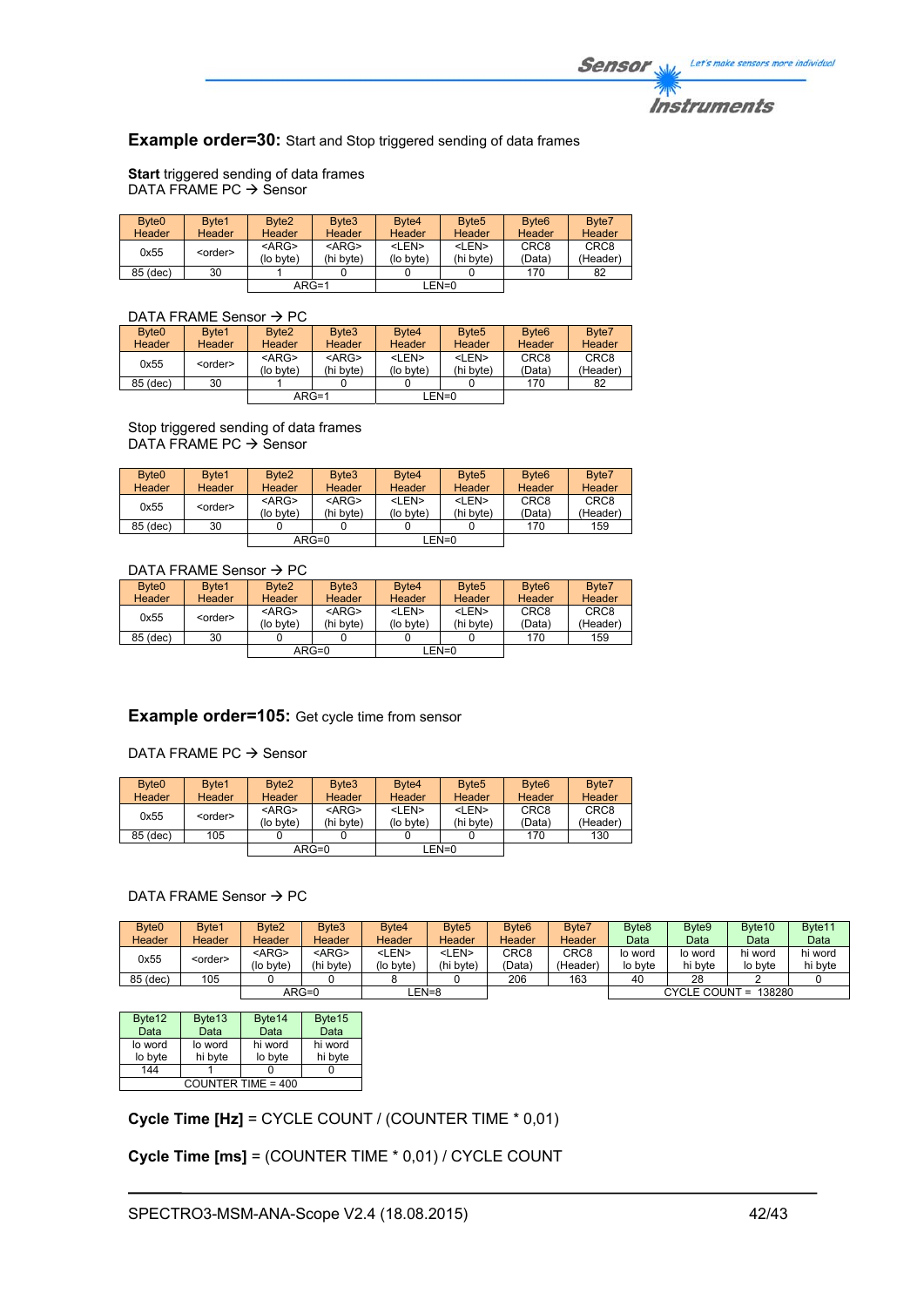**Example order=30:** Start and Stop triggered sending of data frames

**Start** triggered sending of data frames
DATA FRAME PC → Sensor

| Byte0 Header | Byte1 Header | Byte2 Header | Byte3 Header | Byte4 Header | Byte5 Header | Byte6 Header | Byte7 Header |
|---|---|---|---|---|---|---|---|
| 0x55 | <order> | <ARG> (lo byte) | <ARG> (hi byte) | <LEN> (lo byte) | <LEN> (hi byte) | CRC8 (Data) | CRC8 (Header) |
| 85 (dec) | 30 | 1 | 0 | 0 | 0 | 170 | 82 |
| | | ARG=1 | | LEN=0 | | | |

DATA FRAME Sensor → PC

| Byte0 Header | Byte1 Header | Byte2 Header | Byte3 Header | Byte4 Header | Byte5 Header | Byte6 Header | Byte7 Header |
|---|---|---|---|---|---|---|---|
| 0x55 | <order> | <ARG> (lo byte) | <ARG> (hi byte) | <LEN> (lo byte) | <LEN> (hi byte) | CRC8 (Data) | CRC8 (Header) |
| 85 (dec) | 30 | 1 | 0 | 0 | 0 | 170 | 82 |
| | | ARG=1 | | LEN=0 | | | |

Stop triggered sending of data frames
DATA FRAME PC → Sensor

| Byte0 Header | Byte1 Header | Byte2 Header | Byte3 Header | Byte4 Header | Byte5 Header | Byte6 Header | Byte7 Header |
|---|---|---|---|---|---|---|---|
| 0x55 | <order> | <ARG> (lo byte) | <ARG> (hi byte) | <LEN> (lo byte) | <LEN> (hi byte) | CRC8 (Data) | CRC8 (Header) |
| 85 (dec) | 30 | 0 | 0 | 0 | 0 | 170 | 159 |
| | | ARG=0 | | LEN=0 | | | |

DATA FRAME Sensor → PC

| Byte0 Header | Byte1 Header | Byte2 Header | Byte3 Header | Byte4 Header | Byte5 Header | Byte6 Header | Byte7 Header |
|---|---|---|---|---|---|---|---|
| 0x55 | <order> | <ARG> (lo byte) | <ARG> (hi byte) | <LEN> (lo byte) | <LEN> (hi byte) | CRC8 (Data) | CRC8 (Header) |
| 85 (dec) | 30 | 0 | 0 | 0 | 0 | 170 | 159 |
| | | ARG=0 | | LEN=0 | | | |

**Example order=105:** Get cycle time from sensor

DATA FRAME PC → Sensor

| Byte0 Header | Byte1 Header | Byte2 Header | Byte3 Header | Byte4 Header | Byte5 Header | Byte6 Header | Byte7 Header |
|---|---|---|---|---|---|---|---|
| 0x55 | <order> | <ARG> (lo byte) | <ARG> (hi byte) | <LEN> (lo byte) | <LEN> (hi byte) | CRC8 (Data) | CRC8 (Header) |
| 85 (dec) | 105 | 0 | 0 | 0 | 0 | 170 | 130 |
| | | ARG=0 | | LEN=0 | | | |

DATA FRAME Sensor → PC

| Byte0 Header | Byte1 Header | Byte2 Header | Byte3 Header | Byte4 Header | Byte5 Header | Byte6 Header | Byte7 Header | Byte8 Data | Byte9 Data | Byte10 Data | Byte11 Data |
|---|---|---|---|---|---|---|---|---|---|---|---|
| 0x55 | <order> | <ARG> (lo byte) | <ARG> (hi byte) | <LEN> (lo byte) | <LEN> (hi byte) | CRC8 (Data) | CRC8 (Header) | lo word lo byte | lo word hi byte | hi word lo byte | hi word hi byte |
| 85 (dec) | 105 | 0 | 0 | 8 | 0 | 206 | 163 | 40 | 28 | 2 | 0 |
| | | ARG=0 | | LEN=8 | | | | CYCLE COUNT = 138280 | | | |

| Byte12 Data | Byte13 Data | Byte14 Data | Byte15 Data |
|---|---|---|---|
| lo word lo byte | lo word hi byte | hi word lo byte | hi word hi byte |
| 144 | 1 | 0 | 0 |
| COUNTER TIME = 400 | | | |

**Cycle Time [Hz]** = CYCLE COUNT / (COUNTER TIME * 0,01)

**Cycle Time [ms]** = (COUNTER TIME * 0,01) / CYCLE COUNT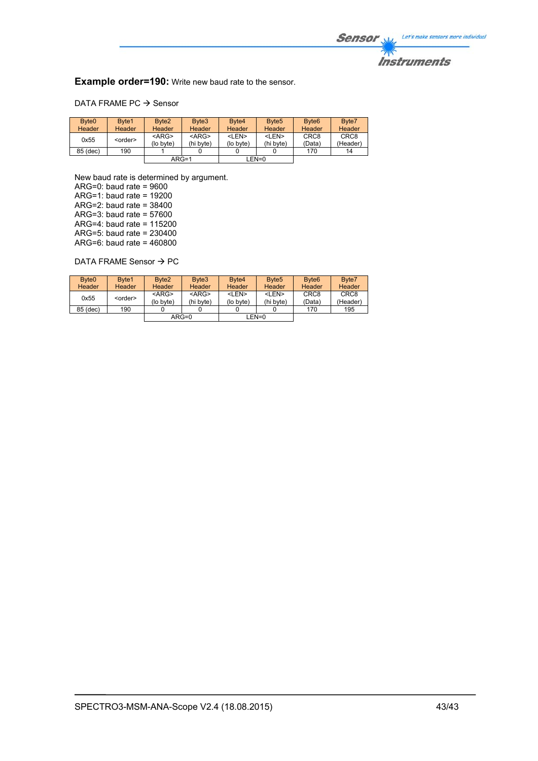**Example order=190:** Write new baud rate to the sensor.

DATA FRAME PC → Sensor

| Byte0 Header | Byte1 Header | Byte2 Header | Byte3 Header | Byte4 Header | Byte5 Header | Byte6 Header | Byte7 Header |
|---|---|---|---|---|---|---|---|
| 0x55 | <order> | <ARG> (lo byte) | <ARG> (hi byte) | <LEN> (lo byte) | <LEN> (hi byte) | CRC8 (Data) | CRC8 (Header) |
| 85 (dec) | 190 | 1 | 0 | 0 | 0 | 170 | 14 |
| | | ARG=1 | | LEN=0 | | | |

New baud rate is determined by argument.
ARG=0: baud rate = 9600
ARG=1: baud rate = 19200
ARG=2: baud rate = 38400
ARG=3: baud rate = 57600
ARG=4: baud rate = 115200
ARG=5: baud rate = 230400
ARG=6: baud rate = 460800

DATA FRAME Sensor → PC

| Byte0 Header | Byte1 Header | Byte2 Header | Byte3 Header | Byte4 Header | Byte5 Header | Byte6 Header | Byte7 Header |
|---|---|---|---|---|---|---|---|
| 0x55 | <order> | <ARG> (lo byte) | <ARG> (hi byte) | <LEN> (lo byte) | <LEN> (hi byte) | CRC8 (Data) | CRC8 (Header) |
| 85 (dec) | 190 | 0 | 0 | 0 | 0 | 170 | 195 |
| | | ARG=0 | | LEN=0 | | | |